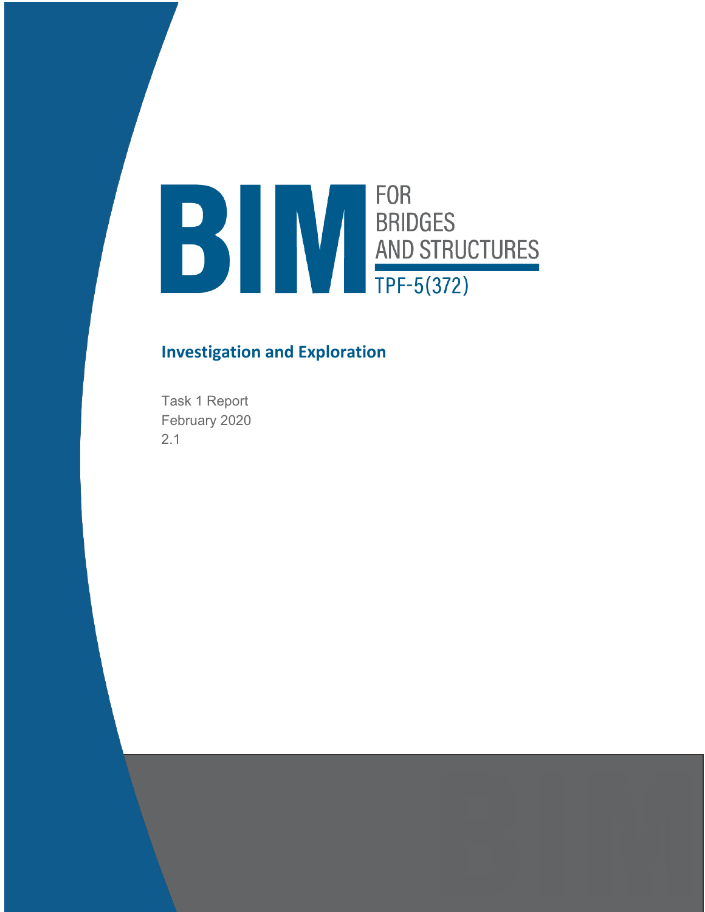# BIM FOR BRIDGES AND STRUCTURES

TPF-5(372)

## Investigation and Exploration

Task 1 Report

February 2020

2.1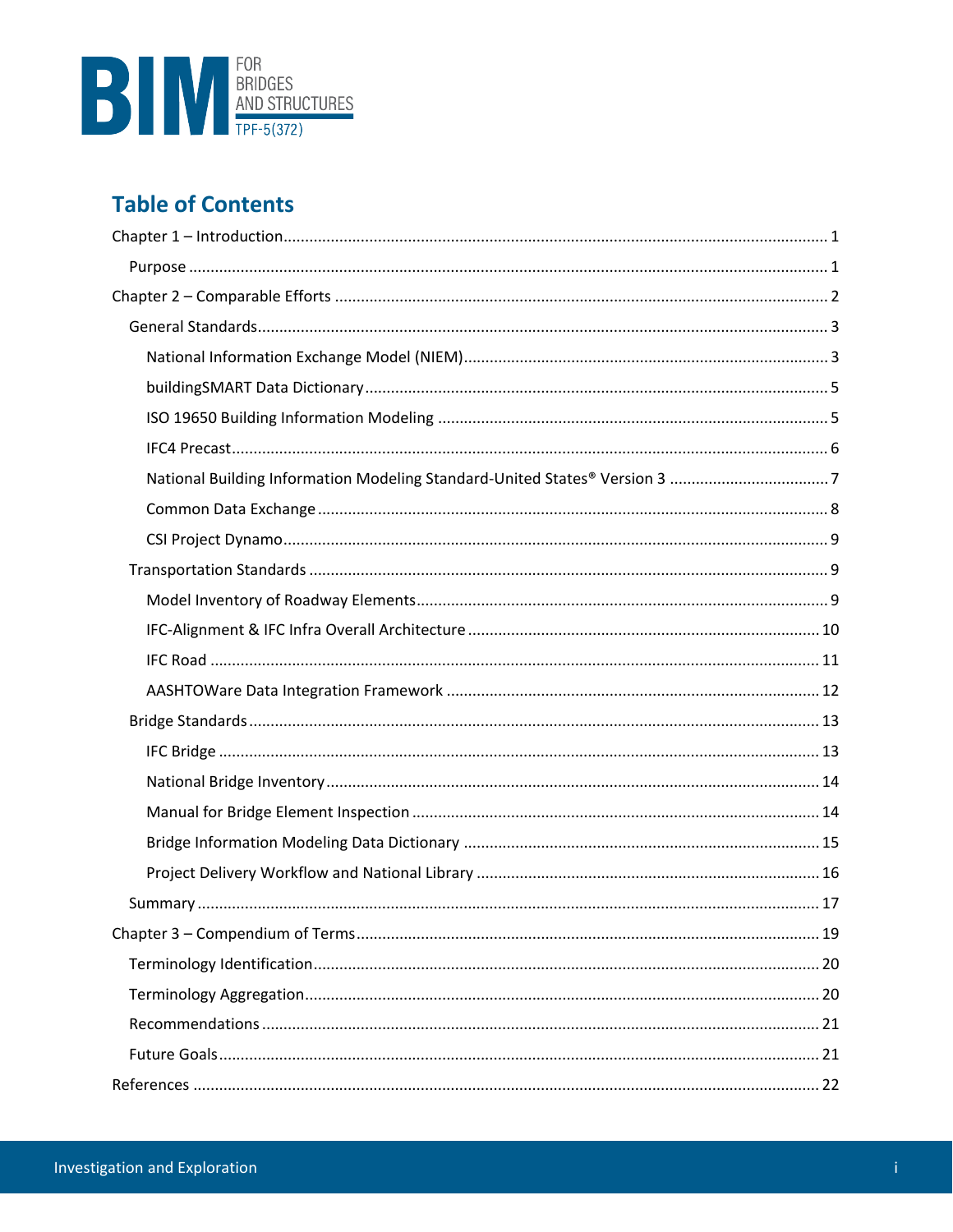## Table of Contents

- Chapter 1 – Introduction ... 1
  - Purpose ... 1
- Chapter 2 – Comparable Efforts ... 2
  - General Standards ... 3
    - National Information Exchange Model (NIEM) ... 3
    - buildingSMART Data Dictionary ... 5
    - ISO 19650 Building Information Modeling ... 5
    - IFC4 Precast ... 6
    - National Building Information Modeling Standard-United States® Version 3 ... 7
    - Common Data Exchange ... 8
    - CSI Project Dynamo ... 9
  - Transportation Standards ... 9
    - Model Inventory of Roadway Elements ... 9
    - IFC-Alignment & IFC Infra Overall Architecture ... 10
    - IFC Road ... 11
    - AASHTOWare Data Integration Framework ... 12
  - Bridge Standards ... 13
    - IFC Bridge ... 13
    - National Bridge Inventory ... 14
    - Manual for Bridge Element Inspection ... 14
    - Bridge Information Modeling Data Dictionary ... 15
    - Project Delivery Workflow and National Library ... 16
  - Summary ... 17
- Chapter 3 – Compendium of Terms ... 19
  - Terminology Identification ... 20
  - Terminology Aggregation ... 20
  - Recommendations ... 21
  - Future Goals ... 21
- References ... 22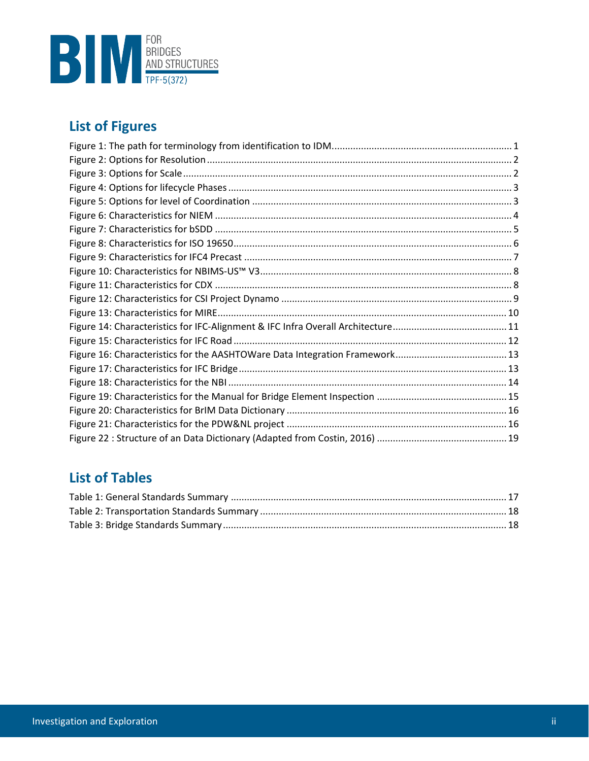## List of Figures

Figure 1: The path for terminology from identification to IDM................................................................... 1
Figure 2: Options for Resolution ................................................................................................................. 2
Figure 3: Options for Scale .......................................................................................................................... 2
Figure 4: Options for lifecycle Phases .......................................................................................................... 3
Figure 5: Options for level of Coordination ................................................................................................ 3
Figure 6: Characteristics for NIEM .............................................................................................................. 4
Figure 7: Characteristics for bSDD .............................................................................................................. 5
Figure 8: Characteristics for ISO 19650 ........................................................................................................ 6
Figure 9: Characteristics for IFC4 Precast .................................................................................................... 7
Figure 10: Characteristics for NBIMS-US™ V3............................................................................................. 8
Figure 11: Characteristics for CDX .............................................................................................................. 8
Figure 12: Characteristics for CSI Project Dynamo ...................................................................................... 9
Figure 13: Characteristics for MIRE............................................................................................................ 10
Figure 14: Characteristics for IFC-Alignment & IFC Infra Overall Architecture........................................... 11
Figure 15: Characteristics for IFC Road ...................................................................................................... 12
Figure 16: Characteristics for the AASHTOWare Data Integration Framework.......................................... 13
Figure 17: Characteristics for IFC Bridge.................................................................................................... 13
Figure 18: Characteristics for the NBI ........................................................................................................ 14
Figure 19: Characteristics for the Manual for Bridge Element Inspection ................................................. 15
Figure 20: Characteristics for BrIM Data Dictionary .................................................................................. 16
Figure 21: Characteristics for the PDW&NL project .................................................................................. 16
Figure 22 : Structure of an Data Dictionary (Adapted from Costin, 2016) ................................................. 19

## List of Tables

Table 1: General Standards Summary ....................................................................................................... 17
Table 2: Transportation Standards Summary ............................................................................................ 18
Table 3: Bridge Standards Summary .......................................................................................................... 18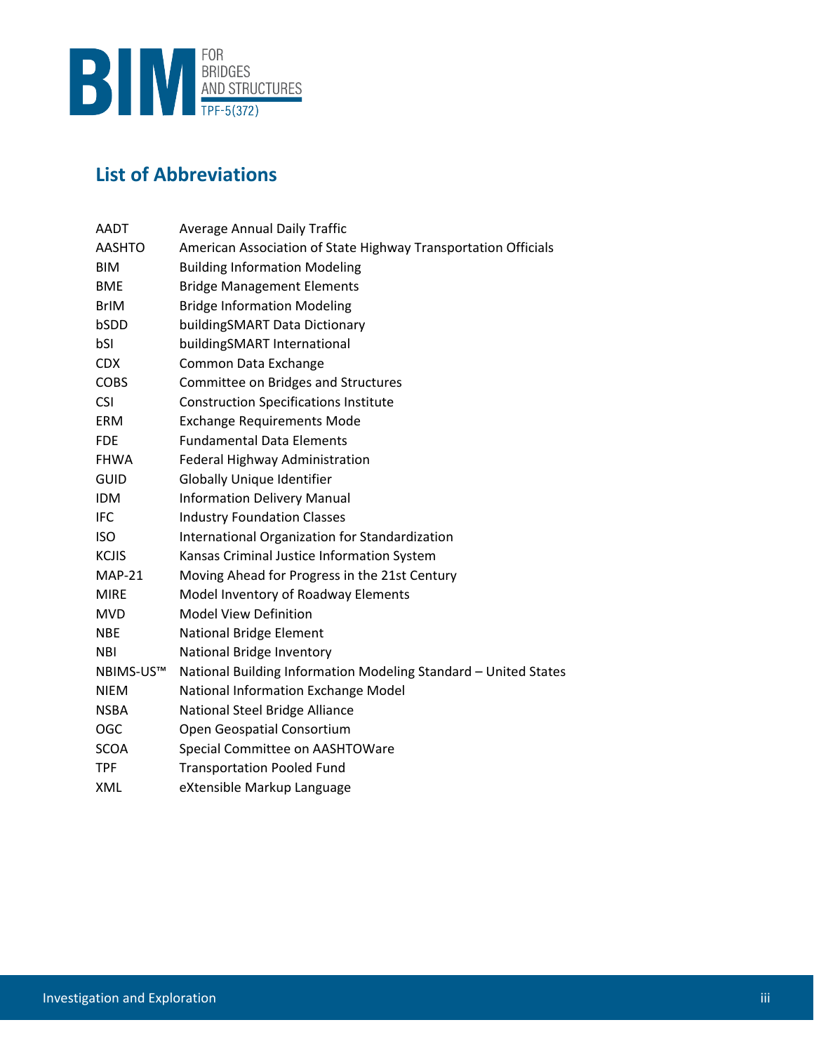## List of Abbreviations

| | |
|---|---|
| AADT | Average Annual Daily Traffic |
| AASHTO | American Association of State Highway Transportation Officials |
| BIM | Building Information Modeling |
| BME | Bridge Management Elements |
| BrIM | Bridge Information Modeling |
| bSDD | buildingSMART Data Dictionary |
| bSI | buildingSMART International |
| CDX | Common Data Exchange |
| COBS | Committee on Bridges and Structures |
| CSI | Construction Specifications Institute |
| ERM | Exchange Requirements Mode |
| FDE | Fundamental Data Elements |
| FHWA | Federal Highway Administration |
| GUID | Globally Unique Identifier |
| IDM | Information Delivery Manual |
| IFC | Industry Foundation Classes |
| ISO | International Organization for Standardization |
| KCJIS | Kansas Criminal Justice Information System |
| MAP-21 | Moving Ahead for Progress in the 21st Century |
| MIRE | Model Inventory of Roadway Elements |
| MVD | Model View Definition |
| NBE | National Bridge Element |
| NBI | National Bridge Inventory |
| NBIMS-US™ | National Building Information Modeling Standard – United States |
| NIEM | National Information Exchange Model |
| NSBA | National Steel Bridge Alliance |
| OGC | Open Geospatial Consortium |
| SCOA | Special Committee on AASHTOWare |
| TPF | Transportation Pooled Fund |
| XML | eXtensible Markup Language |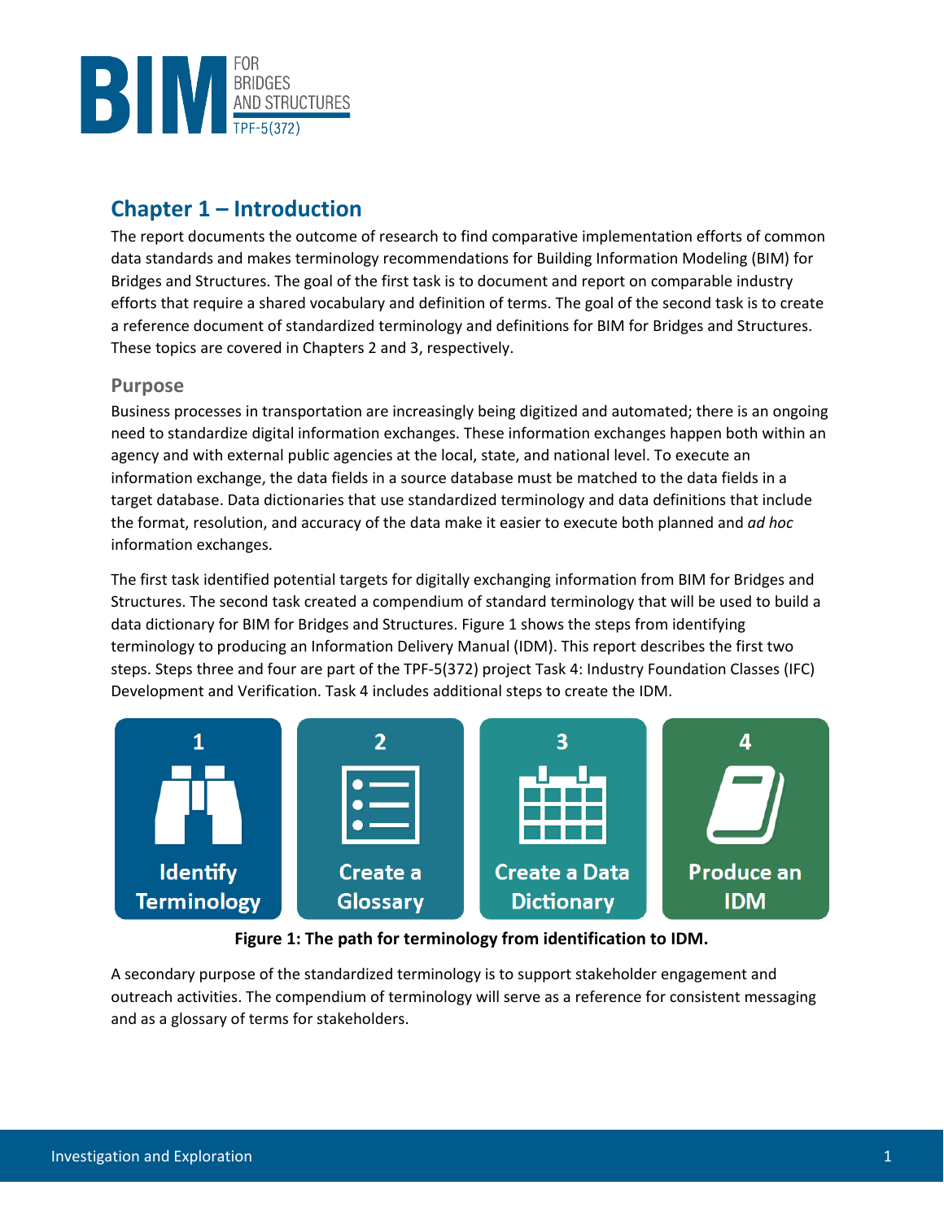# Chapter 1 – Introduction

The report documents the outcome of research to find comparative implementation efforts of common data standards and makes terminology recommendations for Building Information Modeling (BIM) for Bridges and Structures. The goal of the first task is to document and report on comparable industry efforts that require a shared vocabulary and definition of terms. The goal of the second task is to create a reference document of standardized terminology and definitions for BIM for Bridges and Structures. These topics are covered in Chapters 2 and 3, respectively.

## Purpose

Business processes in transportation are increasingly being digitized and automated; there is an ongoing need to standardize digital information exchanges. These information exchanges happen both within an agency and with external public agencies at the local, state, and national level. To execute an information exchange, the data fields in a source database must be matched to the data fields in a target database. Data dictionaries that use standardized terminology and data definitions that include the format, resolution, and accuracy of the data make it easier to execute both planned and *ad hoc* information exchanges.

The first task identified potential targets for digitally exchanging information from BIM for Bridges and Structures. The second task created a compendium of standard terminology that will be used to build a data dictionary for BIM for Bridges and Structures. Figure 1 shows the steps from identifying terminology to producing an Information Delivery Manual (IDM). This report describes the first two steps. Steps three and four are part of the TPF-5(372) project Task 4: Industry Foundation Classes (IFC) Development and Verification. Task 4 includes additional steps to create the IDM.

1 Identify Terminology → 2 Create a Glossary → 3 Create a Data Dictionary → 4 Produce an IDM

**Figure 1: The path for terminology from identification to IDM.**

A secondary purpose of the standardized terminology is to support stakeholder engagement and outreach activities. The compendium of terminology will serve as a reference for consistent messaging and as a glossary of terms for stakeholders.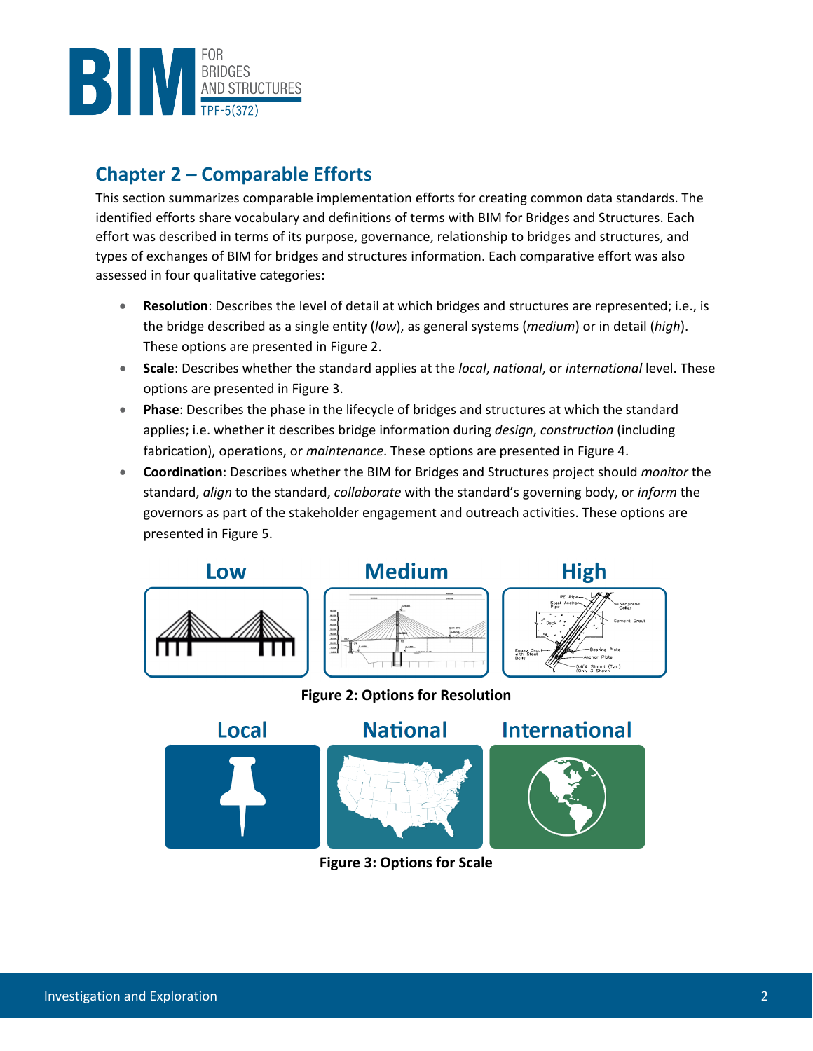## Chapter 2 – Comparable Efforts

This section summarizes comparable implementation efforts for creating common data standards. The identified efforts share vocabulary and definitions of terms with BIM for Bridges and Structures. Each effort was described in terms of its purpose, governance, relationship to bridges and structures, and types of exchanges of BIM for bridges and structures information. Each comparative effort was also assessed in four qualitative categories:

- **Resolution**: Describes the level of detail at which bridges and structures are represented; i.e., is the bridge described as a single entity (*low*), as general systems (*medium*) or in detail (*high*). These options are presented in Figure 2.
- **Scale**: Describes whether the standard applies at the *local*, *national*, or *international* level. These options are presented in Figure 3.
- **Phase**: Describes the phase in the lifecycle of bridges and structures at which the standard applies; i.e. whether it describes bridge information during *design*, *construction* (including fabrication), operations, or *maintenance*. These options are presented in Figure 4.
- **Coordination**: Describes whether the BIM for Bridges and Structures project should *monitor* the standard, *align* to the standard, *collaborate* with the standard's governing body, or *inform* the governors as part of the stakeholder engagement and outreach activities. These options are presented in Figure 5.

**Figure 2: Options for Resolution**

**Figure 3: Options for Scale**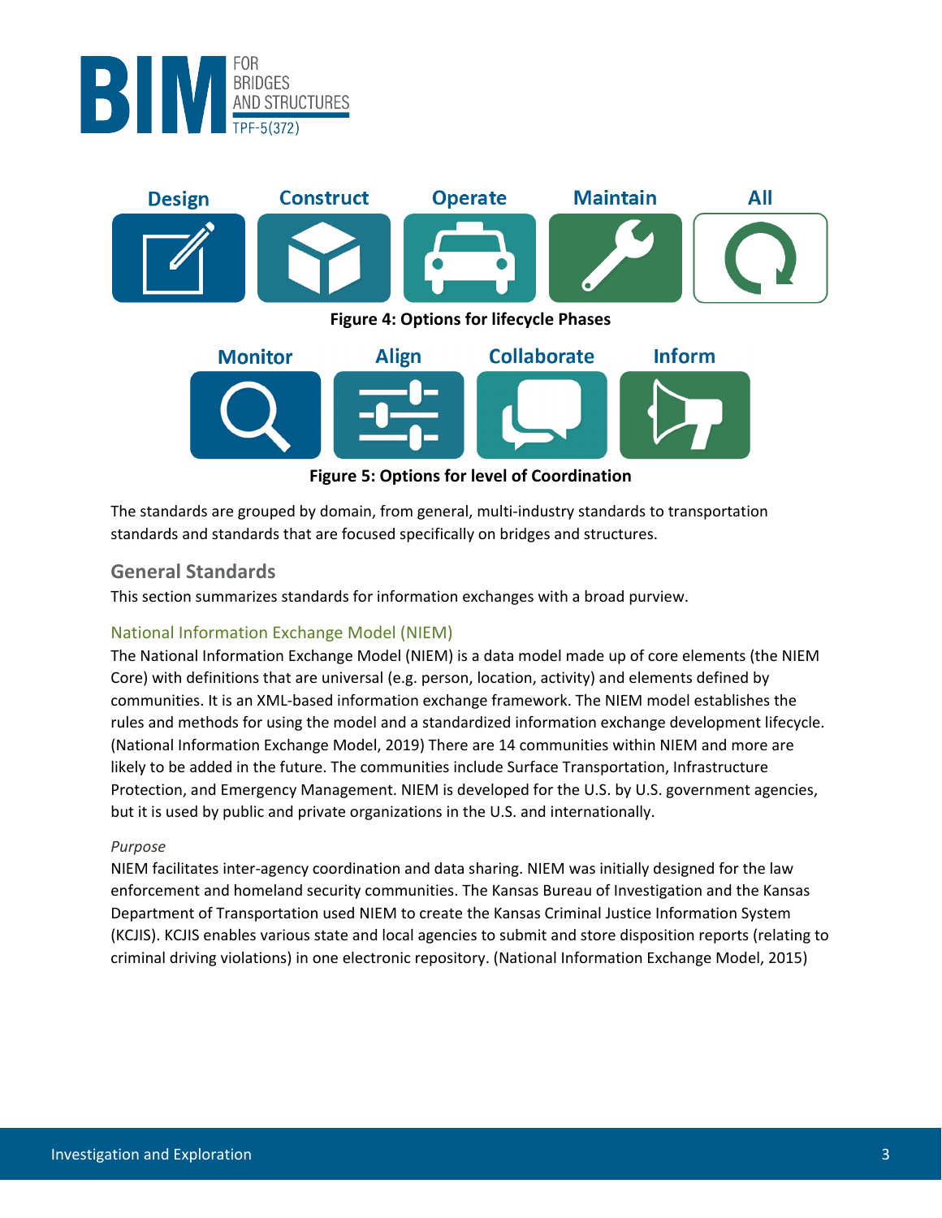Design Construct Operate Maintain All

**Figure 4: Options for lifecycle Phases**

Monitor Align Collaborate Inform

**Figure 5: Options for level of Coordination**

The standards are grouped by domain, from general, multi-industry standards to transportation standards and standards that are focused specifically on bridges and structures.

## General Standards

This section summarizes standards for information exchanges with a broad purview.

### National Information Exchange Model (NIEM)

The National Information Exchange Model (NIEM) is a data model made up of core elements (the NIEM Core) with definitions that are universal (e.g. person, location, activity) and elements defined by communities. It is an XML-based information exchange framework. The NIEM model establishes the rules and methods for using the model and a standardized information exchange development lifecycle. (National Information Exchange Model, 2019) There are 14 communities within NIEM and more are likely to be added in the future. The communities include Surface Transportation, Infrastructure Protection, and Emergency Management. NIEM is developed for the U.S. by U.S. government agencies, but it is used by public and private organizations in the U.S. and internationally.

*Purpose*

NIEM facilitates inter-agency coordination and data sharing. NIEM was initially designed for the law enforcement and homeland security communities. The Kansas Bureau of Investigation and the Kansas Department of Transportation used NIEM to create the Kansas Criminal Justice Information System (KCJIS). KCJIS enables various state and local agencies to submit and store disposition reports (relating to criminal driving violations) in one electronic repository. (National Information Exchange Model, 2015)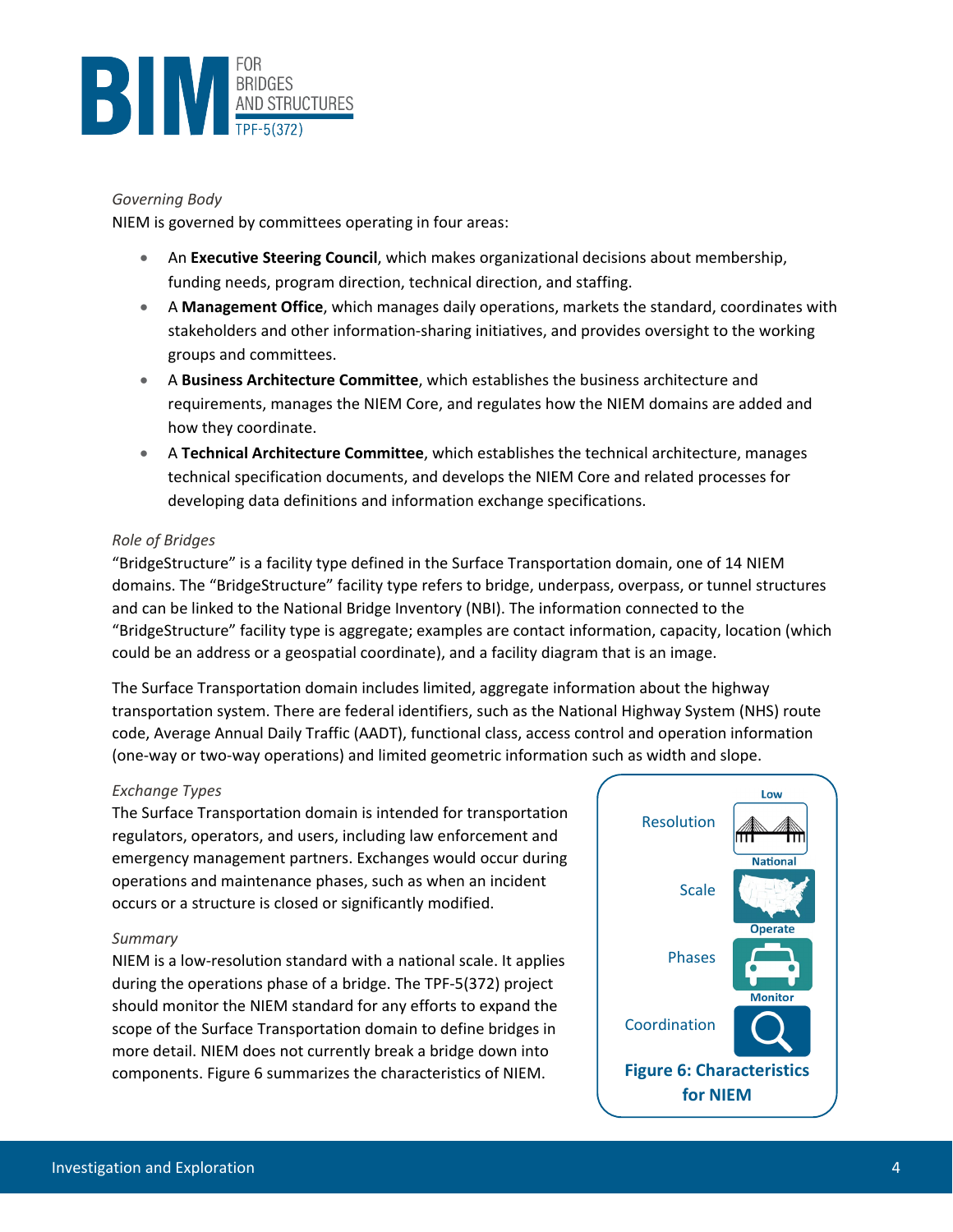*Governing Body*

NIEM is governed by committees operating in four areas:

- An **Executive Steering Council**, which makes organizational decisions about membership, funding needs, program direction, technical direction, and staffing.
- A **Management Office**, which manages daily operations, markets the standard, coordinates with stakeholders and other information-sharing initiatives, and provides oversight to the working groups and committees.
- A **Business Architecture Committee**, which establishes the business architecture and requirements, manages the NIEM Core, and regulates how the NIEM domains are added and how they coordinate.
- A **Technical Architecture Committee**, which establishes the technical architecture, manages technical specification documents, and develops the NIEM Core and related processes for developing data definitions and information exchange specifications.

*Role of Bridges*

"BridgeStructure" is a facility type defined in the Surface Transportation domain, one of 14 NIEM domains. The "BridgeStructure" facility type refers to bridge, underpass, overpass, or tunnel structures and can be linked to the National Bridge Inventory (NBI). The information connected to the "BridgeStructure" facility type is aggregate; examples are contact information, capacity, location (which could be an address or a geospatial coordinate), and a facility diagram that is an image.

The Surface Transportation domain includes limited, aggregate information about the highway transportation system. There are federal identifiers, such as the National Highway System (NHS) route code, Average Annual Daily Traffic (AADT), functional class, access control and operation information (one-way or two-way operations) and limited geometric information such as width and slope.

*Exchange Types*

The Surface Transportation domain is intended for transportation regulators, operators, and users, including law enforcement and emergency management partners. Exchanges would occur during operations and maintenance phases, such as when an incident occurs or a structure is closed or significantly modified.

*Summary*

NIEM is a low-resolution standard with a national scale. It applies during the operations phase of a bridge. The TPF-5(372) project should monitor the NIEM standard for any efforts to expand the scope of the Surface Transportation domain to define bridges in more detail. NIEM does not currently break a bridge down into components. Figure 6 summarizes the characteristics of NIEM.

| Characteristic | Value |
|---|---|
| Resolution | Low |
| Scale | National |
| Phases | Operate |
| Coordination | Monitor |

**Figure 6: Characteristics for NIEM**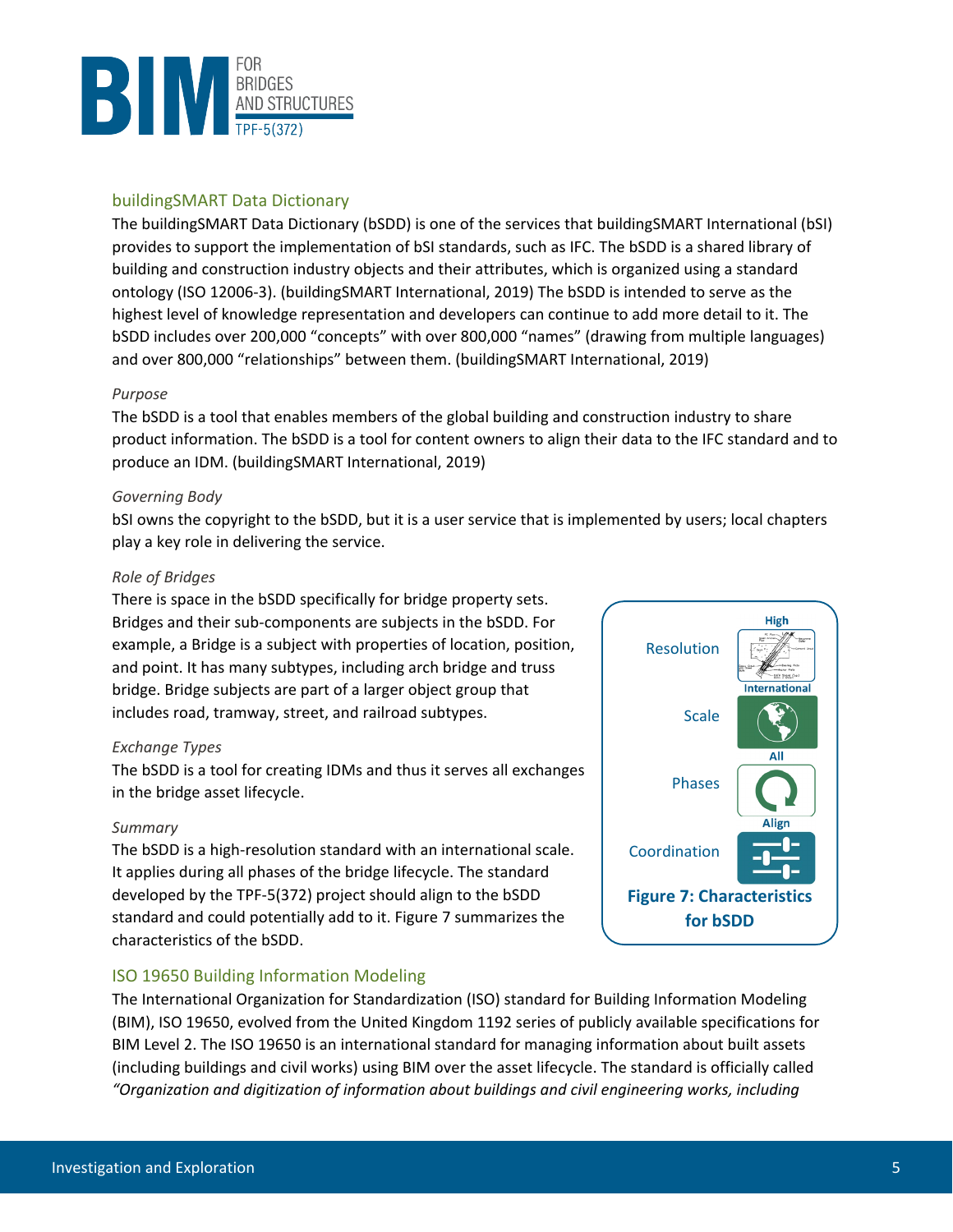## buildingSMART Data Dictionary

The buildingSMART Data Dictionary (bSDD) is one of the services that buildingSMART International (bSI) provides to support the implementation of bSI standards, such as IFC. The bSDD is a shared library of building and construction industry objects and their attributes, which is organized using a standard ontology (ISO 12006-3). (buildingSMART International, 2019) The bSDD is intended to serve as the highest level of knowledge representation and developers can continue to add more detail to it. The bSDD includes over 200,000 “concepts” with over 800,000 “names” (drawing from multiple languages) and over 800,000 “relationships” between them. (buildingSMART International, 2019)

### *Purpose*

The bSDD is a tool that enables members of the global building and construction industry to share product information. The bSDD is a tool for content owners to align their data to the IFC standard and to produce an IDM. (buildingSMART International, 2019)

### *Governing Body*

bSI owns the copyright to the bSDD, but it is a user service that is implemented by users; local chapters play a key role in delivering the service.

### *Role of Bridges*

There is space in the bSDD specifically for bridge property sets. Bridges and their sub-components are subjects in the bSDD. For example, a Bridge is a subject with properties of location, position, and point. It has many subtypes, including arch bridge and truss bridge. Bridge subjects are part of a larger object group that includes road, tramway, street, and railroad subtypes.

### *Exchange Types*

The bSDD is a tool for creating IDMs and thus it serves all exchanges in the bridge asset lifecycle.

### *Summary*

The bSDD is a high-resolution standard with an international scale. It applies during all phases of the bridge lifecycle. The standard developed by the TPF-5(372) project should align to the bSDD standard and could potentially add to it. Figure 7 summarizes the characteristics of the bSDD.

| | |
|---|---|
| Resolution | High |
| Scale | International |
| Phases | All |
| Coordination | Align |

**Figure 7: Characteristics for bSDD**

## ISO 19650 Building Information Modeling

The International Organization for Standardization (ISO) standard for Building Information Modeling (BIM), ISO 19650, evolved from the United Kingdom 1192 series of publicly available specifications for BIM Level 2. The ISO 19650 is an international standard for managing information about built assets (including buildings and civil works) using BIM over the asset lifecycle. The standard is officially called *“Organization and digitization of information about buildings and civil engineering works, including*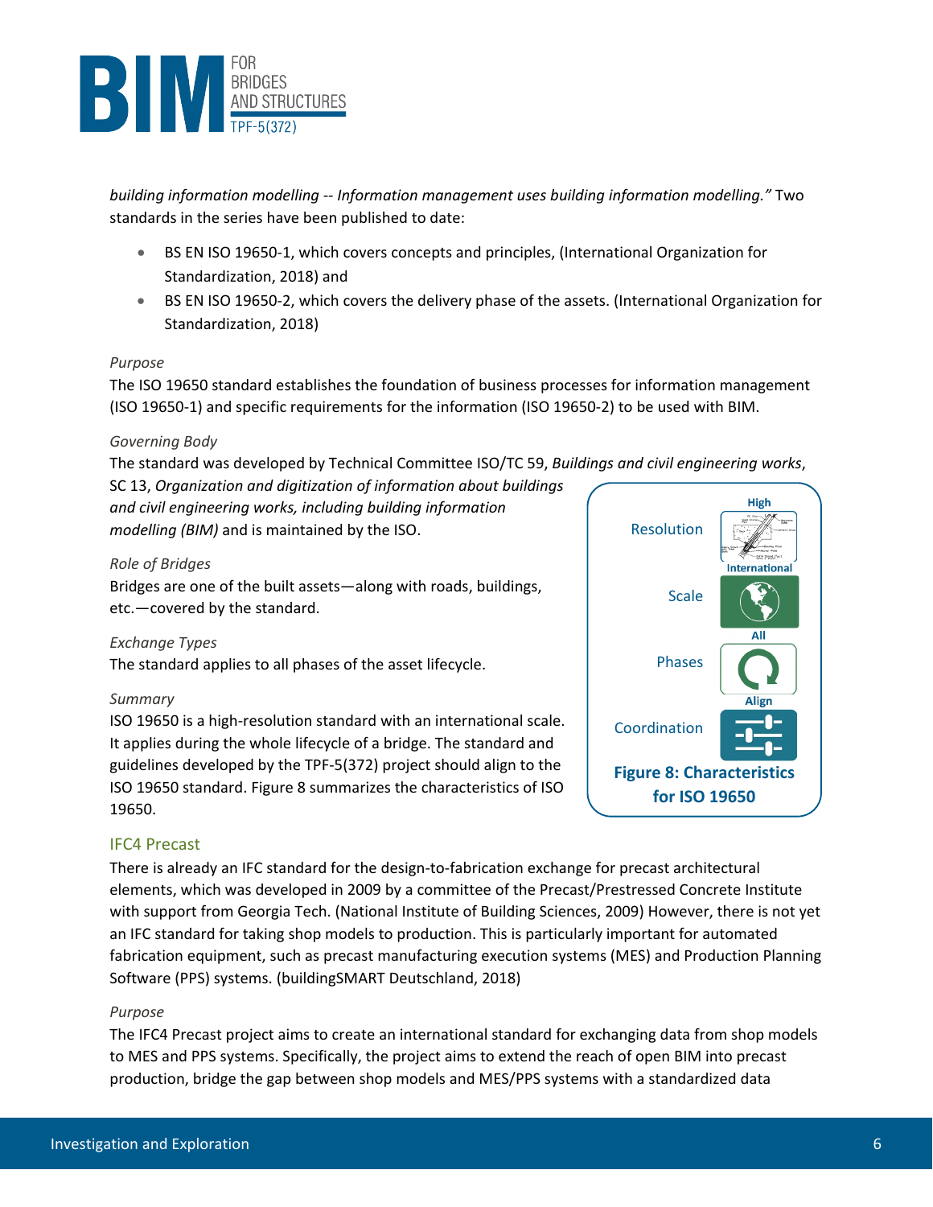*building information modelling -- Information management uses building information modelling."* Two standards in the series have been published to date:

- BS EN ISO 19650-1, which covers concepts and principles, (International Organization for Standardization, 2018) and
- BS EN ISO 19650-2, which covers the delivery phase of the assets. (International Organization for Standardization, 2018)

*Purpose*

The ISO 19650 standard establishes the foundation of business processes for information management (ISO 19650-1) and specific requirements for the information (ISO 19650-2) to be used with BIM.

*Governing Body*

The standard was developed by Technical Committee ISO/TC 59, *Buildings and civil engineering works*, SC 13, *Organization and digitization of information about buildings and civil engineering works, including building information modelling (BIM)* and is maintained by the ISO.

*Role of Bridges*

Bridges are one of the built assets—along with roads, buildings, etc.—covered by the standard.

*Exchange Types*

The standard applies to all phases of the asset lifecycle.

*Summary*

ISO 19650 is a high-resolution standard with an international scale. It applies during the whole lifecycle of a bridge. The standard and guidelines developed by the TPF-5(372) project should align to the ISO 19650 standard. Figure 8 summarizes the characteristics of ISO 19650.

Resolution: High
Scale: International
Phases: All
Coordination: Align

**Figure 8: Characteristics for ISO 19650**

## IFC4 Precast

There is already an IFC standard for the design-to-fabrication exchange for precast architectural elements, which was developed in 2009 by a committee of the Precast/Prestressed Concrete Institute with support from Georgia Tech. (National Institute of Building Sciences, 2009) However, there is not yet an IFC standard for taking shop models to production. This is particularly important for automated fabrication equipment, such as precast manufacturing execution systems (MES) and Production Planning Software (PPS) systems. (buildingSMART Deutschland, 2018)

*Purpose*

The IFC4 Precast project aims to create an international standard for exchanging data from shop models to MES and PPS systems. Specifically, the project aims to extend the reach of open BIM into precast production, bridge the gap between shop models and MES/PPS systems with a standardized data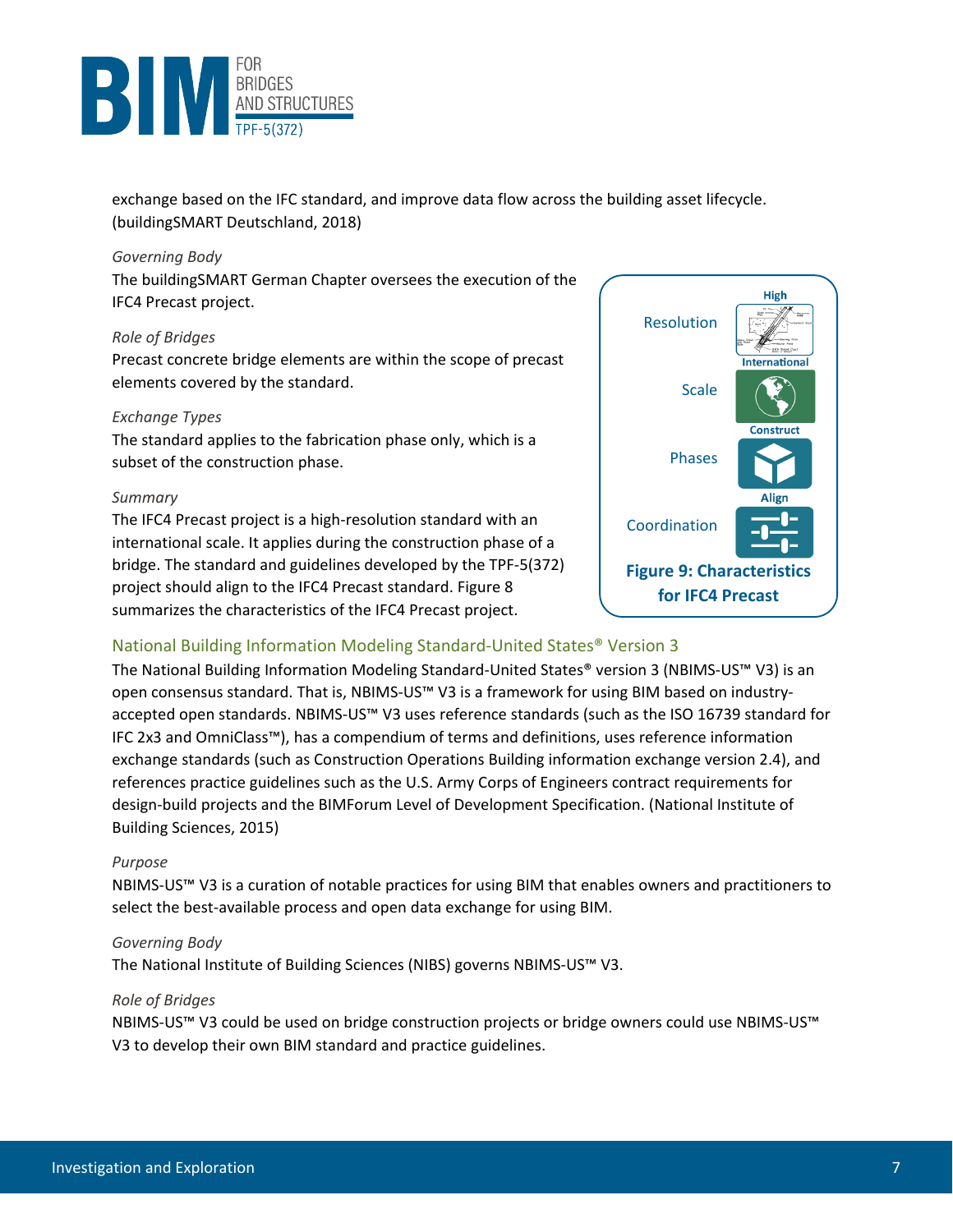exchange based on the IFC standard, and improve data flow across the building asset lifecycle. (buildingSMART Deutschland, 2018)

*Governing Body*

The buildingSMART German Chapter oversees the execution of the IFC4 Precast project.

*Role of Bridges*

Precast concrete bridge elements are within the scope of precast elements covered by the standard.

*Exchange Types*

The standard applies to the fabrication phase only, which is a subset of the construction phase.

*Summary*

The IFC4 Precast project is a high-resolution standard with an international scale. It applies during the construction phase of a bridge. The standard and guidelines developed by the TPF-5(372) project should align to the IFC4 Precast standard. Figure 8 summarizes the characteristics of the IFC4 Precast project.

| | |
|---|---|
| Resolution | High |
| Scale | International |
| Phases | Construct |
| Coordination | Align |

**Figure 9: Characteristics for IFC4 Precast**

## National Building Information Modeling Standard-United States® Version 3

The National Building Information Modeling Standard-United States® version 3 (NBIMS-US™ V3) is an open consensus standard. That is, NBIMS-US™ V3 is a framework for using BIM based on industry-accepted open standards. NBIMS-US™ V3 uses reference standards (such as the ISO 16739 standard for IFC 2x3 and OmniClass™), has a compendium of terms and definitions, uses reference information exchange standards (such as Construction Operations Building information exchange version 2.4), and references practice guidelines such as the U.S. Army Corps of Engineers contract requirements for design-build projects and the BIMForum Level of Development Specification. (National Institute of Building Sciences, 2015)

*Purpose*

NBIMS-US™ V3 is a curation of notable practices for using BIM that enables owners and practitioners to select the best-available process and open data exchange for using BIM.

*Governing Body*

The National Institute of Building Sciences (NIBS) governs NBIMS-US™ V3.

*Role of Bridges*

NBIMS-US™ V3 could be used on bridge construction projects or bridge owners could use NBIMS-US™ V3 to develop their own BIM standard and practice guidelines.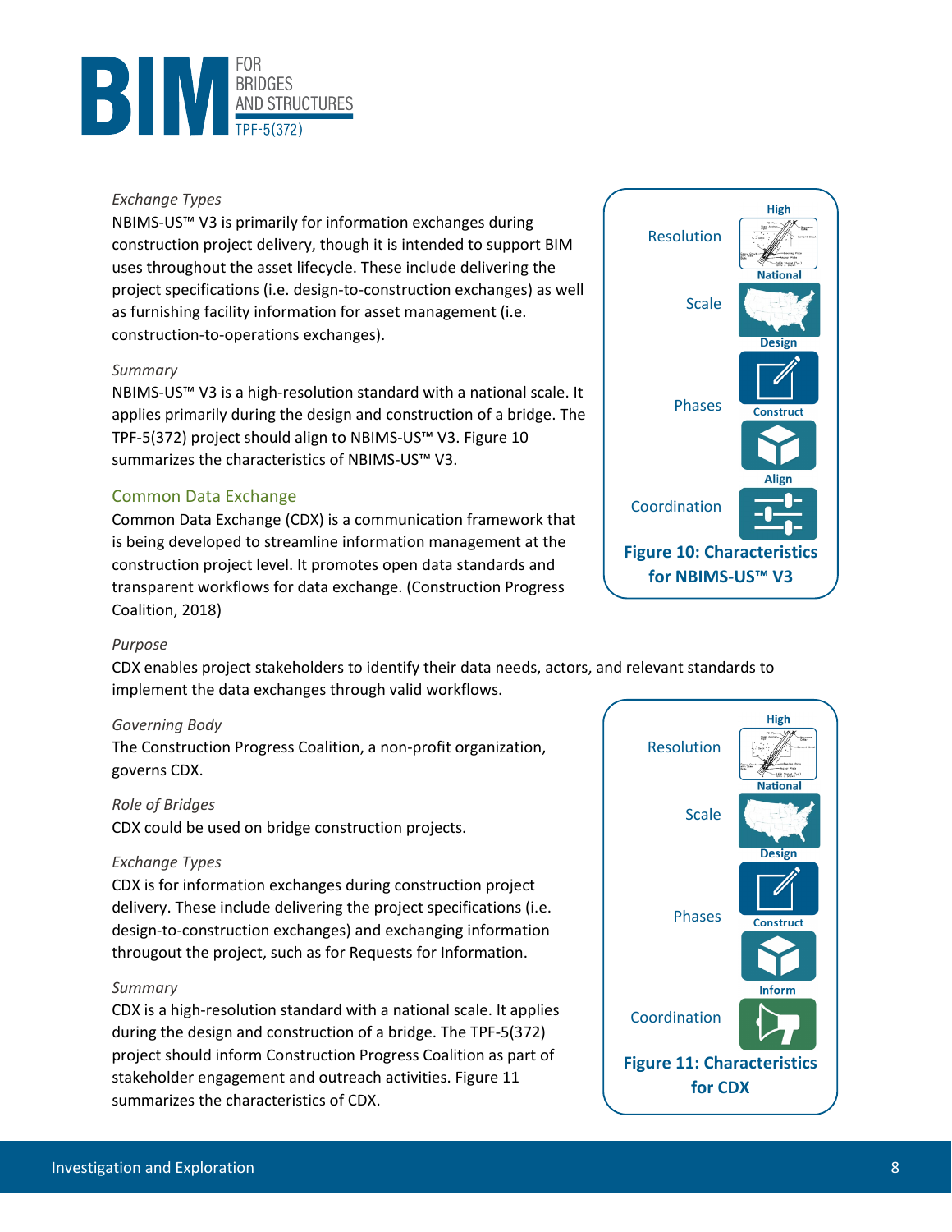*Exchange Types*

NBIMS-US™ V3 is primarily for information exchanges during construction project delivery, though it is intended to support BIM uses throughout the asset lifecycle. These include delivering the project specifications (i.e. design-to-construction exchanges) as well as furnishing facility information for asset management (i.e. construction-to-operations exchanges).

*Summary*

NBIMS-US™ V3 is a high-resolution standard with a national scale. It applies primarily during the design and construction of a bridge. The TPF-5(372) project should align to NBIMS-US™ V3. Figure 10 summarizes the characteristics of NBIMS-US™ V3.

| | |
|---|---|
| Resolution | High |
| Scale | National |
| Phases | Design, Construct |
| Coordination | Align |

**Figure 10: Characteristics for NBIMS-US™ V3**

## Common Data Exchange

Common Data Exchange (CDX) is a communication framework that is being developed to streamline information management at the construction project level. It promotes open data standards and transparent workflows for data exchange. (Construction Progress Coalition, 2018)

*Purpose*

CDX enables project stakeholders to identify their data needs, actors, and relevant standards to implement the data exchanges through valid workflows.

*Governing Body*

The Construction Progress Coalition, a non-profit organization, governs CDX.

*Role of Bridges*

CDX could be used on bridge construction projects.

*Exchange Types*

CDX is for information exchanges during construction project delivery. These include delivering the project specifications (i.e. design-to-construction exchanges) and exchanging information througout the project, such as for Requests for Information.

*Summary*

CDX is a high-resolution standard with a national scale. It applies during the design and construction of a bridge. The TPF-5(372) project should inform Construction Progress Coalition as part of stakeholder engagement and outreach activities. Figure 11 summarizes the characteristics of CDX.

| | |
|---|---|
| Resolution | High |
| Scale | National |
| Phases | Design, Construct |
| Coordination | Inform |

**Figure 11: Characteristics for CDX**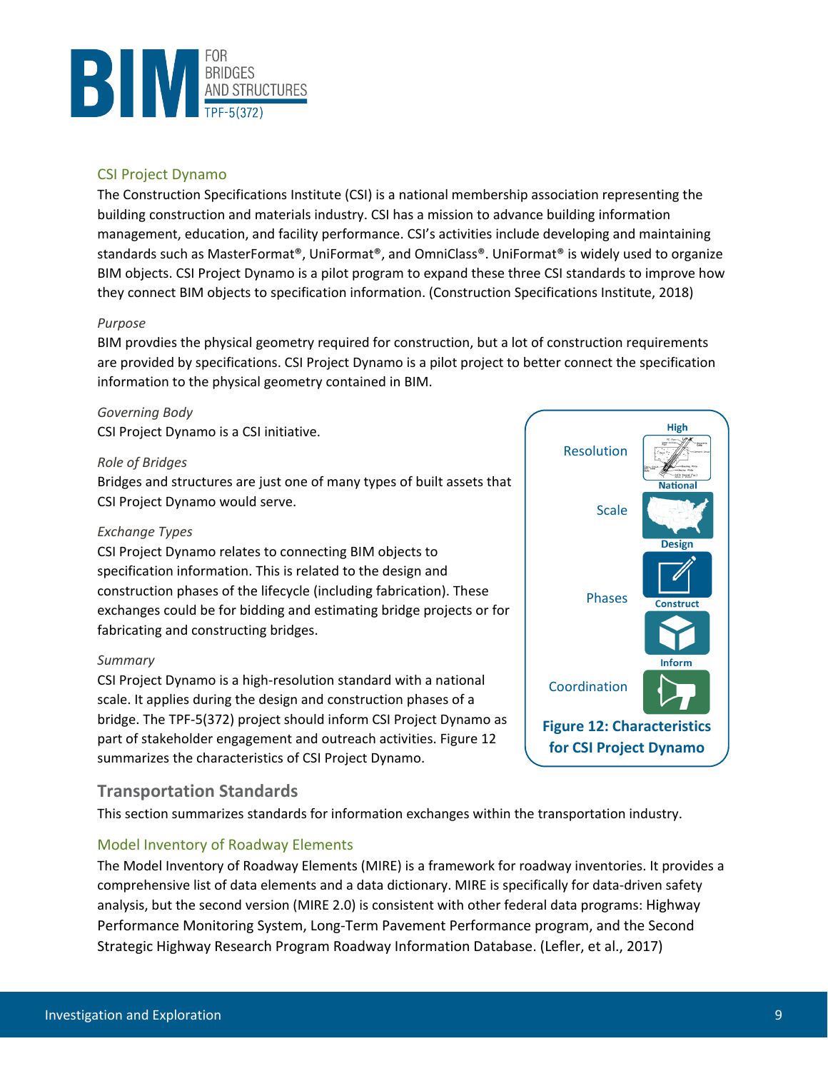## CSI Project Dynamo

The Construction Specifications Institute (CSI) is a national membership association representing the building construction and materials industry. CSI has a mission to advance building information management, education, and facility performance. CSI's activities include developing and maintaining standards such as MasterFormat®, UniFormat®, and OmniClass®. UniFormat® is widely used to organize BIM objects. CSI Project Dynamo is a pilot program to expand these three CSI standards to improve how they connect BIM objects to specification information. (Construction Specifications Institute, 2018)

*Purpose*

BIM provdies the physical geometry required for construction, but a lot of construction requirements are provided by specifications. CSI Project Dynamo is a pilot project to better connect the specification information to the physical geometry contained in BIM.

*Governing Body*

CSI Project Dynamo is a CSI initiative.

*Role of Bridges*

Bridges and structures are just one of many types of built assets that CSI Project Dynamo would serve.

*Exchange Types*

CSI Project Dynamo relates to connecting BIM objects to specification information. This is related to the design and construction phases of the lifecycle (including fabrication). These exchanges could be for bidding and estimating bridge projects or for fabricating and constructing bridges.

*Summary*

CSI Project Dynamo is a high-resolution standard with a national scale. It applies during the design and construction phases of a bridge. The TPF-5(372) project should inform CSI Project Dynamo as part of stakeholder engagement and outreach activities. Figure 12 summarizes the characteristics of CSI Project Dynamo.

Resolution: High
Scale: National
Phases: Design, Construct
Coordination: Inform

**Figure 12: Characteristics for CSI Project Dynamo**

# Transportation Standards

This section summarizes standards for information exchanges within the transportation industry.

## Model Inventory of Roadway Elements

The Model Inventory of Roadway Elements (MIRE) is a framework for roadway inventories. It provides a comprehensive list of data elements and a data dictionary. MIRE is specifically for data-driven safety analysis, but the second version (MIRE 2.0) is consistent with other federal data programs: Highway Performance Monitoring System, Long-Term Pavement Performance program, and the Second Strategic Highway Research Program Roadway Information Database. (Lefler, et al., 2017)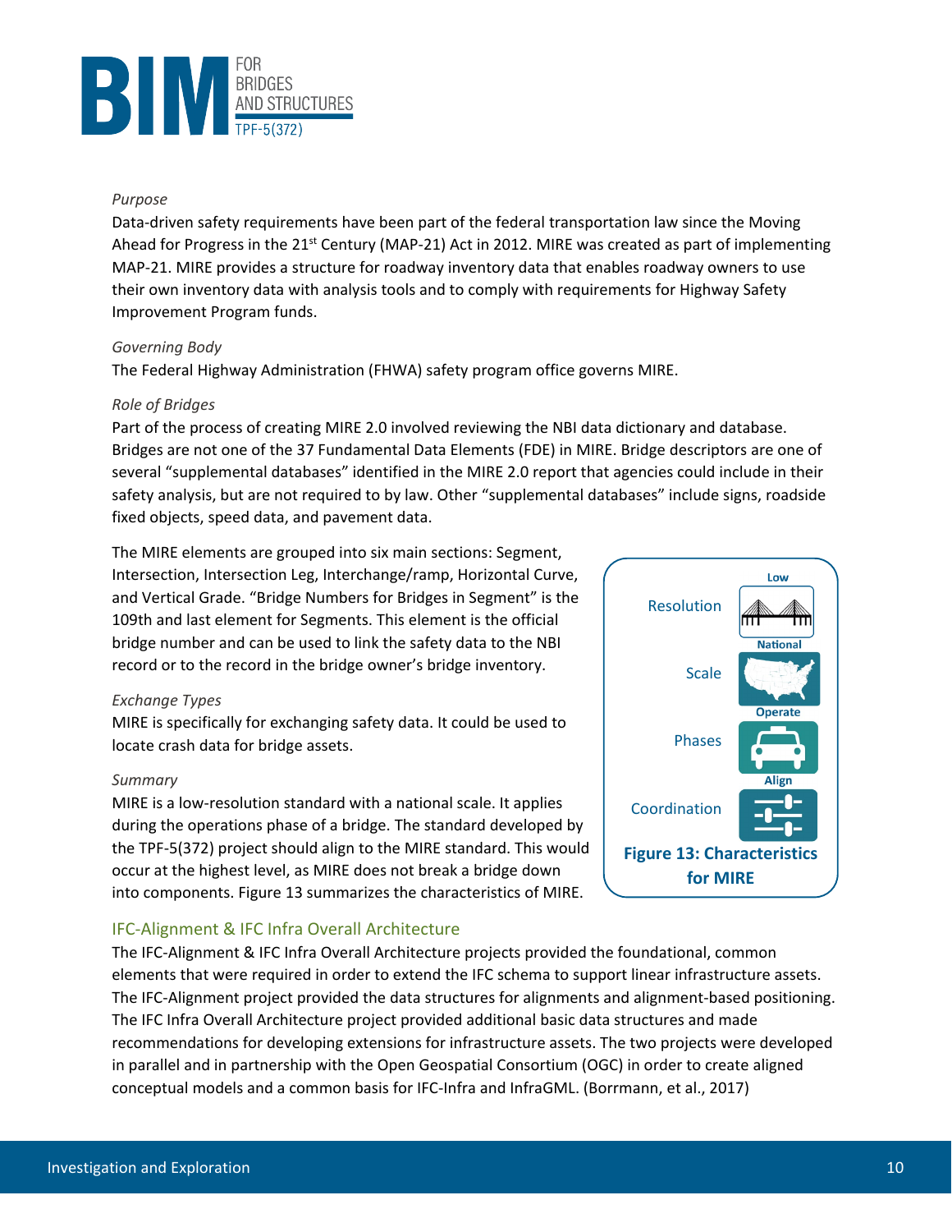*Purpose*

Data-driven safety requirements have been part of the federal transportation law since the Moving Ahead for Progress in the 21st Century (MAP-21) Act in 2012. MIRE was created as part of implementing MAP-21. MIRE provides a structure for roadway inventory data that enables roadway owners to use their own inventory data with analysis tools and to comply with requirements for Highway Safety Improvement Program funds.

*Governing Body*

The Federal Highway Administration (FHWA) safety program office governs MIRE.

*Role of Bridges*

Part of the process of creating MIRE 2.0 involved reviewing the NBI data dictionary and database. Bridges are not one of the 37 Fundamental Data Elements (FDE) in MIRE. Bridge descriptors are one of several "supplemental databases" identified in the MIRE 2.0 report that agencies could include in their safety analysis, but are not required to by law. Other "supplemental databases" include signs, roadside fixed objects, speed data, and pavement data.

The MIRE elements are grouped into six main sections: Segment, Intersection, Intersection Leg, Interchange/ramp, Horizontal Curve, and Vertical Grade. "Bridge Numbers for Bridges in Segment" is the 109th and last element for Segments. This element is the official bridge number and can be used to link the safety data to the NBI record or to the record in the bridge owner's bridge inventory.

*Exchange Types*

MIRE is specifically for exchanging safety data. It could be used to locate crash data for bridge assets.

*Summary*

MIRE is a low-resolution standard with a national scale. It applies during the operations phase of a bridge. The standard developed by the TPF-5(372) project should align to the MIRE standard. This would occur at the highest level, as MIRE does not break a bridge down into components. Figure 13 summarizes the characteristics of MIRE.

| | |
|---|---|
| Resolution | Low |
| Scale | National |
| Phases | Operate |
| Coordination | Align |

**Figure 13: Characteristics for MIRE**

## IFC-Alignment & IFC Infra Overall Architecture

The IFC-Alignment & IFC Infra Overall Architecture projects provided the foundational, common elements that were required in order to extend the IFC schema to support linear infrastructure assets. The IFC-Alignment project provided the data structures for alignments and alignment-based positioning. The IFC Infra Overall Architecture project provided additional basic data structures and made recommendations for developing extensions for infrastructure assets. The two projects were developed in parallel and in partnership with the Open Geospatial Consortium (OGC) in order to create aligned conceptual models and a common basis for IFC-Infra and InfraGML. (Borrmann, et al., 2017)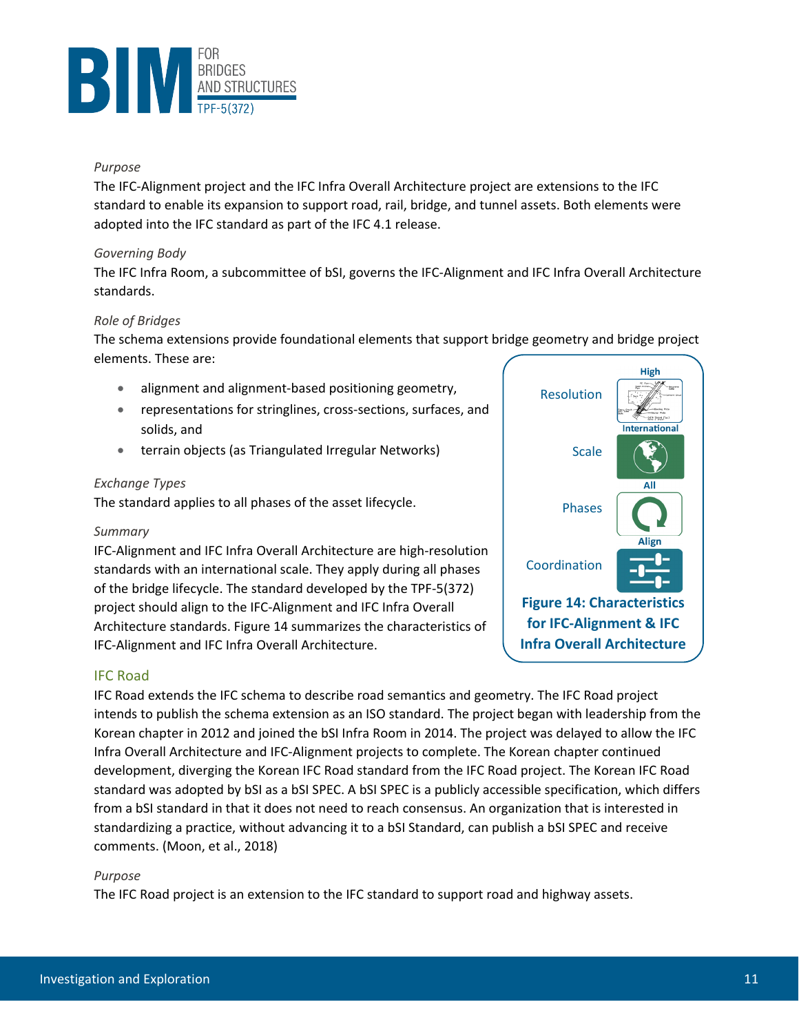*Purpose*

The IFC-Alignment project and the IFC Infra Overall Architecture project are extensions to the IFC standard to enable its expansion to support road, rail, bridge, and tunnel assets. Both elements were adopted into the IFC standard as part of the IFC 4.1 release.

*Governing Body*

The IFC Infra Room, a subcommittee of bSI, governs the IFC-Alignment and IFC Infra Overall Architecture standards.

*Role of Bridges*

The schema extensions provide foundational elements that support bridge geometry and bridge project elements. These are:

- alignment and alignment-based positioning geometry,
- representations for stringlines, cross-sections, surfaces, and solids, and
- terrain objects (as Triangulated Irregular Networks)

*Exchange Types*

The standard applies to all phases of the asset lifecycle.

*Summary*

IFC-Alignment and IFC Infra Overall Architecture are high-resolution standards with an international scale. They apply during all phases of the bridge lifecycle. The standard developed by the TPF-5(372) project should align to the IFC-Alignment and IFC Infra Overall Architecture standards. Figure 14 summarizes the characteristics of IFC-Alignment and IFC Infra Overall Architecture.

| Characteristic | Value |
| --- | --- |
| Resolution | High |
| Scale | International |
| Phases | All |
| Coordination | Align |

**Figure 14: Characteristics for IFC-Alignment & IFC Infra Overall Architecture**

## IFC Road

IFC Road extends the IFC schema to describe road semantics and geometry. The IFC Road project intends to publish the schema extension as an ISO standard. The project began with leadership from the Korean chapter in 2012 and joined the bSI Infra Room in 2014. The project was delayed to allow the IFC Infra Overall Architecture and IFC-Alignment projects to complete. The Korean chapter continued development, diverging the Korean IFC Road standard from the IFC Road project. The Korean IFC Road standard was adopted by bSI as a bSI SPEC. A bSI SPEC is a publicly accessible specification, which differs from a bSI standard in that it does not need to reach consensus. An organization that is interested in standardizing a practice, without advancing it to a bSI Standard, can publish a bSI SPEC and receive comments. (Moon, et al., 2018)

*Purpose*

The IFC Road project is an extension to the IFC standard to support road and highway assets.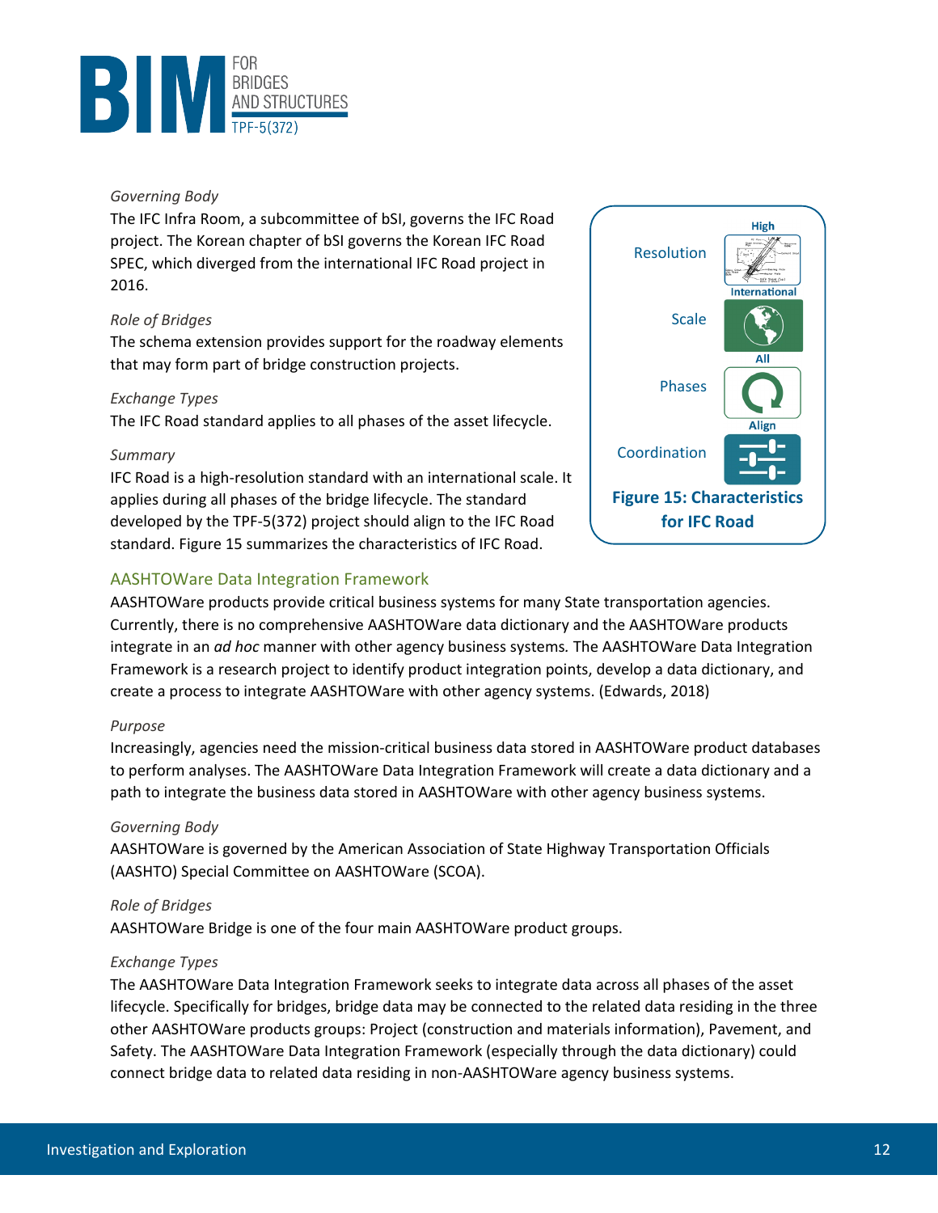*Governing Body*

The IFC Infra Room, a subcommittee of bSI, governs the IFC Road project. The Korean chapter of bSI governs the Korean IFC Road SPEC, which diverged from the international IFC Road project in 2016.

*Role of Bridges*

The schema extension provides support for the roadway elements that may form part of bridge construction projects.

*Exchange Types*

The IFC Road standard applies to all phases of the asset lifecycle.

*Summary*

IFC Road is a high-resolution standard with an international scale. It applies during all phases of the bridge lifecycle. The standard developed by the TPF-5(372) project should align to the IFC Road standard. Figure 15 summarizes the characteristics of IFC Road.

| | |
|---|---|
| Resolution | High |
| Scale | International |
| Phases | All |
| Coordination | Align |

**Figure 15: Characteristics for IFC Road**

## AASHTOWare Data Integration Framework

AASHTOWare products provide critical business systems for many State transportation agencies. Currently, there is no comprehensive AASHTOWare data dictionary and the AASHTOWare products integrate in an *ad hoc* manner with other agency business systems. The AASHTOWare Data Integration Framework is a research project to identify product integration points, develop a data dictionary, and create a process to integrate AASHTOWare with other agency systems. (Edwards, 2018)

*Purpose*

Increasingly, agencies need the mission-critical business data stored in AASHTOWare product databases to perform analyses. The AASHTOWare Data Integration Framework will create a data dictionary and a path to integrate the business data stored in AASHTOWare with other agency business systems.

*Governing Body*

AASHTOWare is governed by the American Association of State Highway Transportation Officials (AASHTO) Special Committee on AASHTOWare (SCOA).

*Role of Bridges*

AASHTOWare Bridge is one of the four main AASHTOWare product groups.

*Exchange Types*

The AASHTOWare Data Integration Framework seeks to integrate data across all phases of the asset lifecycle. Specifically for bridges, bridge data may be connected to the related data residing in the three other AASHTOWare products groups: Project (construction and materials information), Pavement, and Safety. The AASHTOWare Data Integration Framework (especially through the data dictionary) could connect bridge data to related data residing in non-AASHTOWare agency business systems.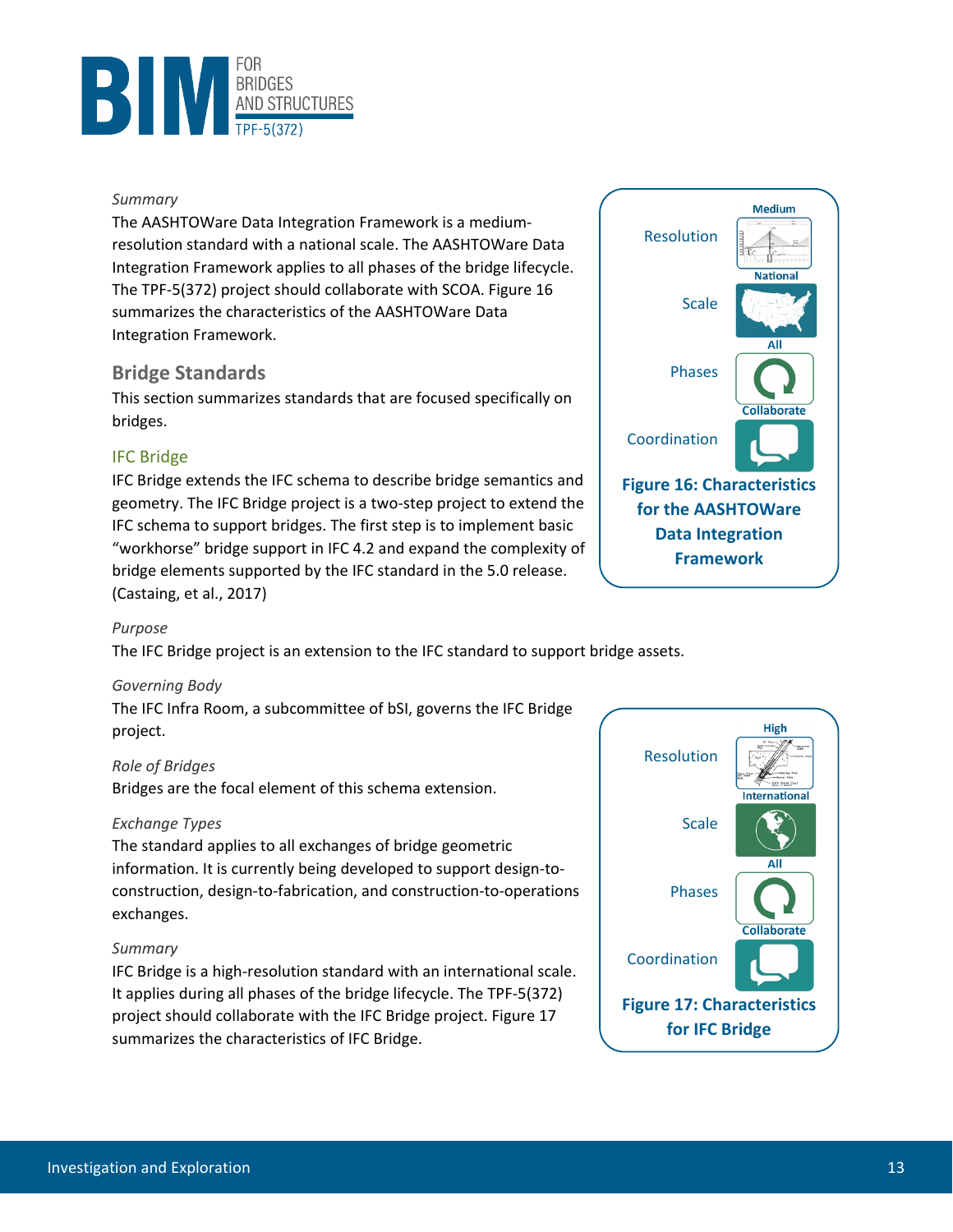*Summary*

The AASHTOWare Data Integration Framework is a medium-resolution standard with a national scale. The AASHTOWare Data Integration Framework applies to all phases of the bridge lifecycle. The TPF-5(372) project should collaborate with SCOA. Figure 16 summarizes the characteristics of the AASHTOWare Data Integration Framework.

| | |
|---|---|
| Resolution | Medium |
| Scale | National |
| Phases | All |
| Coordination | Collaborate |

**Figure 16: Characteristics for the AASHTOWare Data Integration Framework**

## Bridge Standards

This section summarizes standards that are focused specifically on bridges.

### IFC Bridge

IFC Bridge extends the IFC schema to describe bridge semantics and geometry. The IFC Bridge project is a two-step project to extend the IFC schema to support bridges. The first step is to implement basic "workhorse" bridge support in IFC 4.2 and expand the complexity of bridge elements supported by the IFC standard in the 5.0 release. (Castaing, et al., 2017)

*Purpose*

The IFC Bridge project is an extension to the IFC standard to support bridge assets.

*Governing Body*

The IFC Infra Room, a subcommittee of bSI, governs the IFC Bridge project.

*Role of Bridges*

Bridges are the focal element of this schema extension.

*Exchange Types*

The standard applies to all exchanges of bridge geometric information. It is currently being developed to support design-to-construction, design-to-fabrication, and construction-to-operations exchanges.

*Summary*

IFC Bridge is a high-resolution standard with an international scale. It applies during all phases of the bridge lifecycle. The TPF-5(372) project should collaborate with the IFC Bridge project. Figure 17 summarizes the characteristics of IFC Bridge.

| | |
|---|---|
| Resolution | High |
| Scale | International |
| Phases | All |
| Coordination | Collaborate |

**Figure 17: Characteristics for IFC Bridge**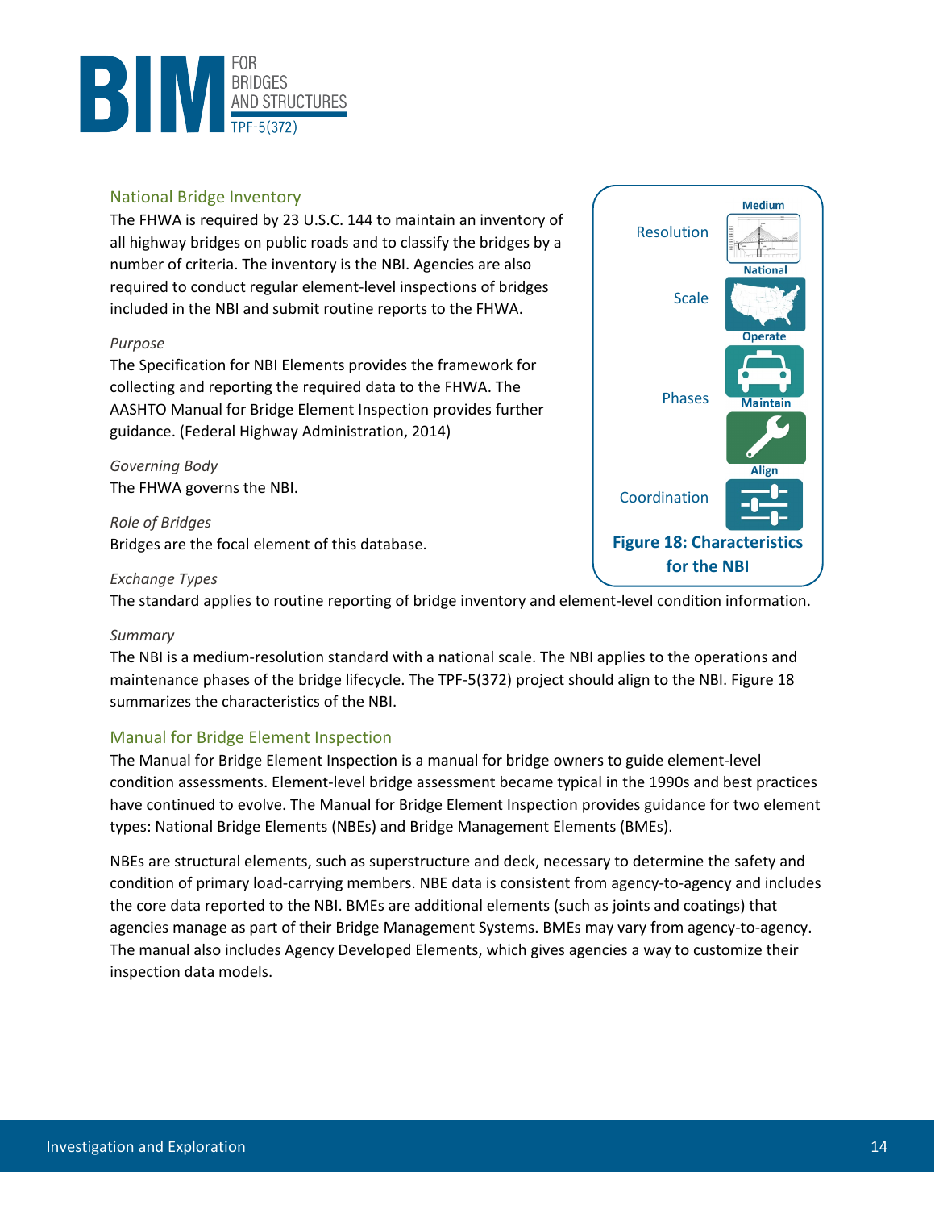## National Bridge Inventory

The FHWA is required by 23 U.S.C. 144 to maintain an inventory of all highway bridges on public roads and to classify the bridges by a number of criteria. The inventory is the NBI. Agencies are also required to conduct regular element-level inspections of bridges included in the NBI and submit routine reports to the FHWA.

*Purpose*

The Specification for NBI Elements provides the framework for collecting and reporting the required data to the FHWA. The AASHTO Manual for Bridge Element Inspection provides further guidance. (Federal Highway Administration, 2014)

*Governing Body*

The FHWA governs the NBI.

*Role of Bridges*

Bridges are the focal element of this database.

*Exchange Types*

The standard applies to routine reporting of bridge inventory and element-level condition information.

| | |
|---|---|
| Resolution | Medium |
| Scale | National |
| Phases | Operate, Maintain |
| Coordination | Align |

**Figure 18: Characteristics for the NBI**

*Summary*

The NBI is a medium-resolution standard with a national scale. The NBI applies to the operations and maintenance phases of the bridge lifecycle. The TPF-5(372) project should align to the NBI. Figure 18 summarizes the characteristics of the NBI.

## Manual for Bridge Element Inspection

The Manual for Bridge Element Inspection is a manual for bridge owners to guide element-level condition assessments. Element-level bridge assessment became typical in the 1990s and best practices have continued to evolve. The Manual for Bridge Element Inspection provides guidance for two element types: National Bridge Elements (NBEs) and Bridge Management Elements (BMEs).

NBEs are structural elements, such as superstructure and deck, necessary to determine the safety and condition of primary load-carrying members. NBE data is consistent from agency-to-agency and includes the core data reported to the NBI. BMEs are additional elements (such as joints and coatings) that agencies manage as part of their Bridge Management Systems. BMEs may vary from agency-to-agency. The manual also includes Agency Developed Elements, which gives agencies a way to customize their inspection data models.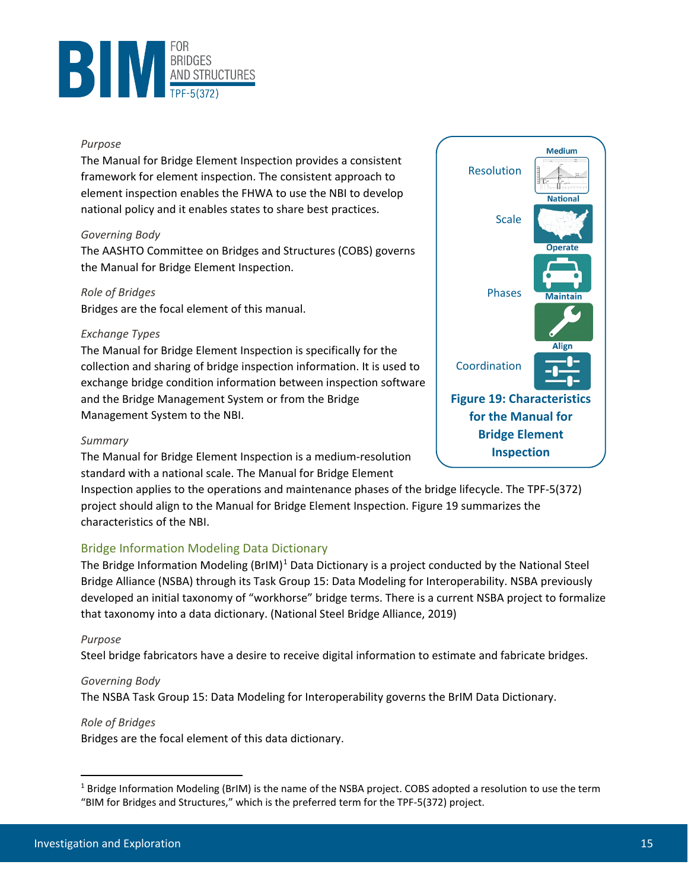*Purpose*

The Manual for Bridge Element Inspection provides a consistent framework for element inspection. The consistent approach to element inspection enables the FHWA to use the NBI to develop national policy and it enables states to share best practices.

*Governing Body*

The AASHTO Committee on Bridges and Structures (COBS) governs the Manual for Bridge Element Inspection.

*Role of Bridges*

Bridges are the focal element of this manual.

*Exchange Types*

The Manual for Bridge Element Inspection is specifically for the collection and sharing of bridge inspection information. It is used to exchange bridge condition information between inspection software and the Bridge Management System or from the Bridge Management System to the NBI.

*Summary*

The Manual for Bridge Element Inspection is a medium-resolution standard with a national scale. The Manual for Bridge Element Inspection applies to the operations and maintenance phases of the bridge lifecycle. The TPF-5(372) project should align to the Manual for Bridge Element Inspection. Figure 19 summarizes the characteristics of the NBI.

| Characteristic | Value |
|---|---|
| Resolution | Medium |
| Scale | National |
| Phases | Operate, Maintain |
| Coordination | Align |

**Figure 19: Characteristics for the Manual for Bridge Element Inspection**

## Bridge Information Modeling Data Dictionary

The Bridge Information Modeling (BrIM)[1] Data Dictionary is a project conducted by the National Steel Bridge Alliance (NSBA) through its Task Group 15: Data Modeling for Interoperability. NSBA previously developed an initial taxonomy of "workhorse" bridge terms. There is a current NSBA project to formalize that taxonomy into a data dictionary. (National Steel Bridge Alliance, 2019)

*Purpose*

Steel bridge fabricators have a desire to receive digital information to estimate and fabricate bridges.

*Governing Body*

The NSBA Task Group 15: Data Modeling for Interoperability governs the BrIM Data Dictionary.

*Role of Bridges*

Bridges are the focal element of this data dictionary.

---

[1] Bridge Information Modeling (BrIM) is the name of the NSBA project. COBS adopted a resolution to use the term "BIM for Bridges and Structures," which is the preferred term for the TPF-5(372) project.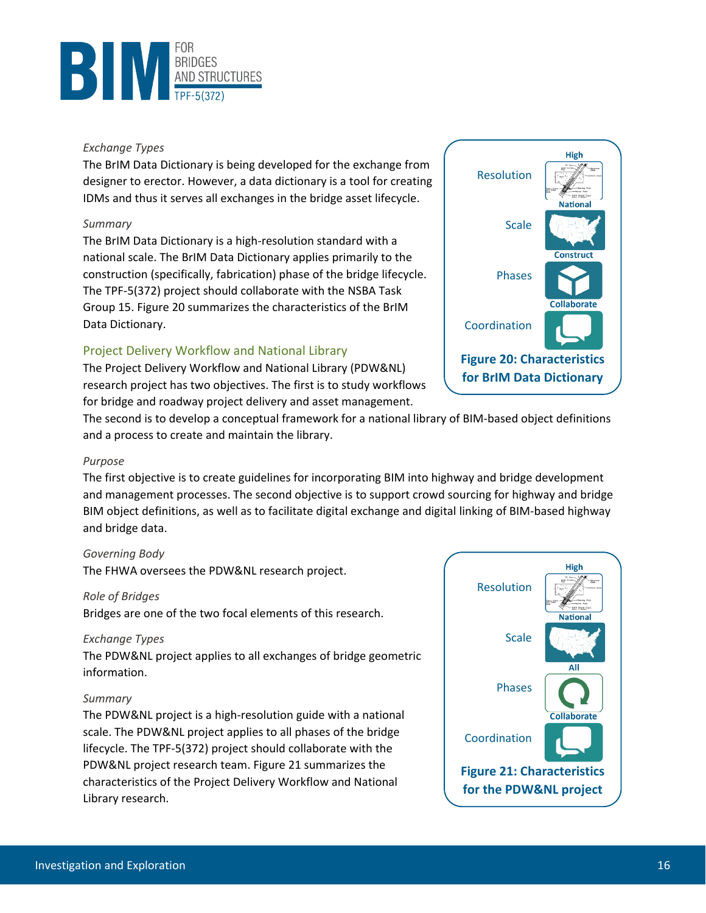*Exchange Types*

The BrIM Data Dictionary is being developed for the exchange from designer to erector. However, a data dictionary is a tool for creating IDMs and thus it serves all exchanges in the bridge asset lifecycle.

*Summary*

The BrIM Data Dictionary is a high-resolution standard with a national scale. The BrIM Data Dictionary applies primarily to the construction (specifically, fabrication) phase of the bridge lifecycle. The TPF-5(372) project should collaborate with the NSBA Task Group 15. Figure 20 summarizes the characteristics of the BrIM Data Dictionary.

| | |
|---|---|
| Resolution | High |
| Scale | National |
| Phases | Construct |
| Coordination | Collaborate |

**Figure 20: Characteristics for BrIM Data Dictionary**

## Project Delivery Workflow and National Library

The Project Delivery Workflow and National Library (PDW&NL) research project has two objectives. The first is to study workflows for bridge and roadway project delivery and asset management. The second is to develop a conceptual framework for a national library of BIM-based object definitions and a process to create and maintain the library.

*Purpose*

The first objective is to create guidelines for incorporating BIM into highway and bridge development and management processes. The second objective is to support crowd sourcing for highway and bridge BIM object definitions, as well as to facilitate digital exchange and digital linking of BIM-based highway and bridge data.

*Governing Body*

The FHWA oversees the PDW&NL research project.

*Role of Bridges*

Bridges are one of the two focal elements of this research.

*Exchange Types*

The PDW&NL project applies to all exchanges of bridge geometric information.

*Summary*

The PDW&NL project is a high-resolution guide with a national scale. The PDW&NL project applies to all phases of the bridge lifecycle. The TPF-5(372) project should collaborate with the PDW&NL project research team. Figure 21 summarizes the characteristics of the Project Delivery Workflow and National Library research.

| | |
|---|---|
| Resolution | High |
| Scale | National |
| Phases | All |
| Coordination | Collaborate |

**Figure 21: Characteristics for the PDW&NL project**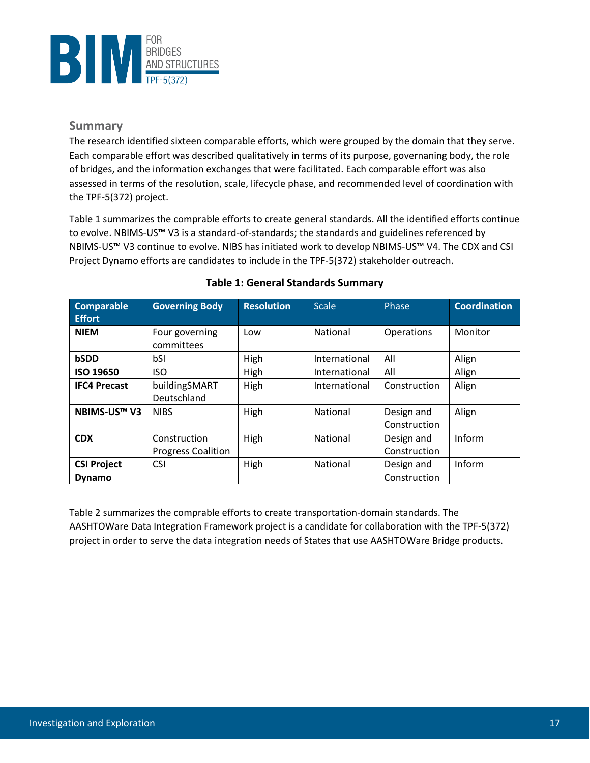## Summary

The research identified sixteen comparable efforts, which were grouped by the domain that they serve. Each comparable effort was described qualitatively in terms of its purpose, governaning body, the role of bridges, and the information exchanges that were facilitated. Each comparable effort was also assessed in terms of the resolution, scale, lifecycle phase, and recommended level of coordination with the TPF-5(372) project.

Table 1 summarizes the comprable efforts to create general standards. All the identified efforts continue to evolve. NBIMS-US™ V3 is a standard-of-standards; the standards and guidelines referenced by NBIMS-US™ V3 continue to evolve. NIBS has initiated work to develop NBIMS-US™ V4. The CDX and CSI Project Dynamo efforts are candidates to include in the TPF-5(372) stakeholder outreach.

**Table 1: General Standards Summary**

| Comparable Effort | Governing Body | Resolution | Scale | Phase | Coordination |
|---|---|---|---|---|---|
| **NIEM** | Four governing committees | Low | National | Operations | Monitor |
| **bSDD** | bSI | High | International | All | Align |
| **ISO 19650** | ISO | High | International | All | Align |
| **IFC4 Precast** | buildingSMART Deutschland | High | International | Construction | Align |
| **NBIMS-US™ V3** | NIBS | High | National | Design and Construction | Align |
| **CDX** | Construction Progress Coalition | High | National | Design and Construction | Inform |
| **CSI Project Dynamo** | CSI | High | National | Design and Construction | Inform |

Table 2 summarizes the comprable efforts to create transportation-domain standards. The AASHTOWare Data Integration Framework project is a candidate for collaboration with the TPF-5(372) project in order to serve the data integration needs of States that use AASHTOWare Bridge products.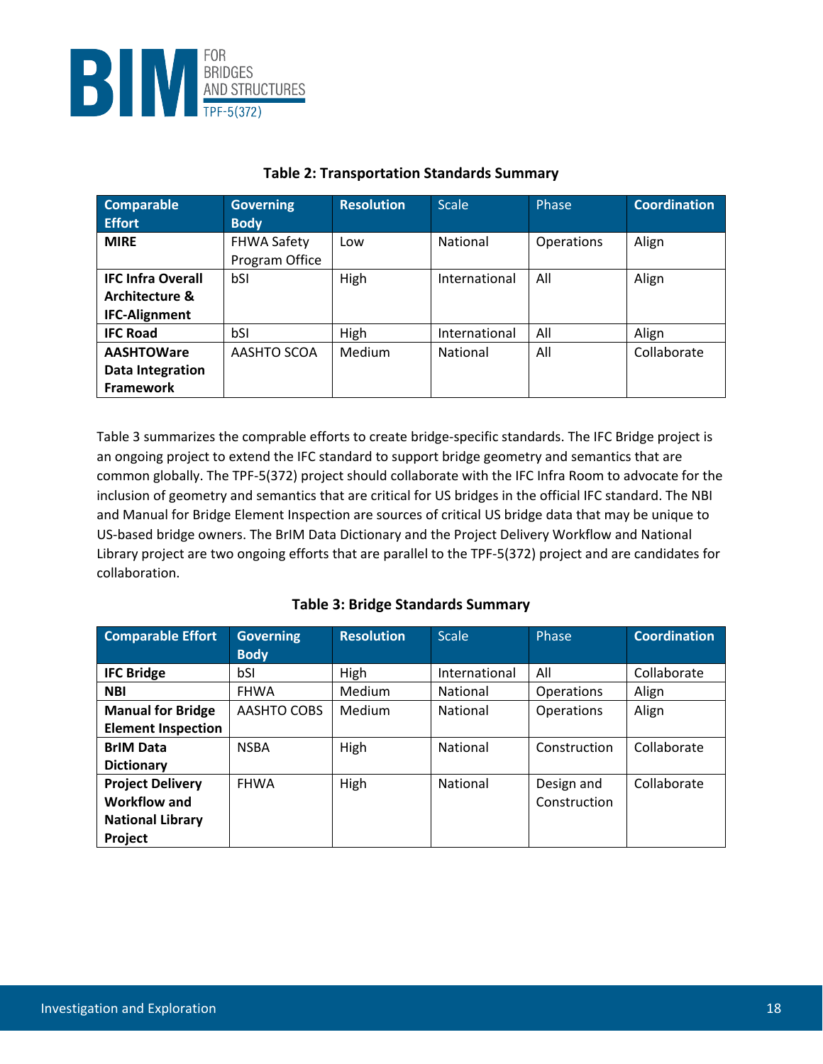**Table 2: Transportation Standards Summary**

| Comparable Effort | Governing Body | Resolution | Scale | Phase | Coordination |
|---|---|---|---|---|---|
| **MIRE** | FHWA Safety Program Office | Low | National | Operations | Align |
| **IFC Infra Overall Architecture & IFC-Alignment** | bSI | High | International | All | Align |
| **IFC Road** | bSI | High | International | All | Align |
| **AASHTOWare Data Integration Framework** | AASHTO SCOA | Medium | National | All | Collaborate |

Table 3 summarizes the comprable efforts to create bridge-specific standards. The IFC Bridge project is an ongoing project to extend the IFC standard to support bridge geometry and semantics that are common globally. The TPF-5(372) project should collaborate with the IFC Infra Room to advocate for the inclusion of geometry and semantics that are critical for US bridges in the official IFC standard. The NBI and Manual for Bridge Element Inspection are sources of critical US bridge data that may be unique to US-based bridge owners. The BrIM Data Dictionary and the Project Delivery Workflow and National Library project are two ongoing efforts that are parallel to the TPF-5(372) project and are candidates for collaboration.

**Table 3: Bridge Standards Summary**

| Comparable Effort | Governing Body | Resolution | Scale | Phase | Coordination |
|---|---|---|---|---|---|
| **IFC Bridge** | bSI | High | International | All | Collaborate |
| **NBI** | FHWA | Medium | National | Operations | Align |
| **Manual for Bridge Element Inspection** | AASHTO COBS | Medium | National | Operations | Align |
| **BrIM Data Dictionary** | NSBA | High | National | Construction | Collaborate |
| **Project Delivery Workflow and National Library Project** | FHWA | High | National | Design and Construction | Collaborate |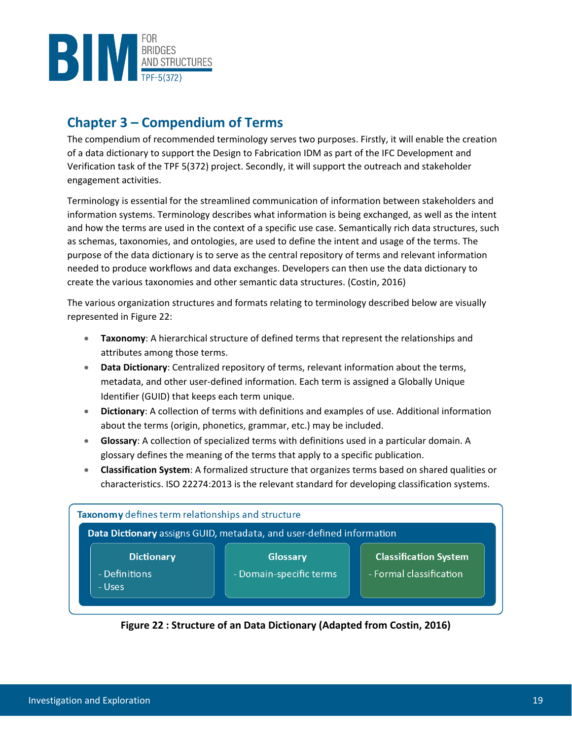## Chapter 3 – Compendium of Terms

The compendium of recommended terminology serves two purposes. Firstly, it will enable the creation of a data dictionary to support the Design to Fabrication IDM as part of the IFC Development and Verification task of the TPF 5(372) project. Secondly, it will support the outreach and stakeholder engagement activities.

Terminology is essential for the streamlined communication of information between stakeholders and information systems. Terminology describes what information is being exchanged, as well as the intent and how the terms are used in the context of a specific use case. Semantically rich data structures, such as schemas, taxonomies, and ontologies, are used to define the intent and usage of the terms. The purpose of the data dictionary is to serve as the central repository of terms and relevant information needed to produce workflows and data exchanges. Developers can then use the data dictionary to create the various taxonomies and other semantic data structures. (Costin, 2016)

The various organization structures and formats relating to terminology described below are visually represented in Figure 22:

- **Taxonomy**: A hierarchical structure of defined terms that represent the relationships and attributes among those terms.
- **Data Dictionary**: Centralized repository of terms, relevant information about the terms, metadata, and other user-defined information. Each term is assigned a Globally Unique Identifier (GUID) that keeps each term unique.
- **Dictionary**: A collection of terms with definitions and examples of use. Additional information about the terms (origin, phonetics, grammar, etc.) may be included.
- **Glossary**: A collection of specialized terms with definitions used in a particular domain. A glossary defines the meaning of the terms that apply to a specific publication.
- **Classification System**: A formalized structure that organizes terms based on shared qualities or characteristics. ISO 22274:2013 is the relevant standard for developing classification systems.

**Taxonomy** defines term relationships and structure

**Data Dictionary** assigns GUID, metadata, and user-defined information

| Dictionary | Glossary | Classification System |
|---|---|---|
| - Definitions<br>- Uses | - Domain-specific terms | - Formal classification |

**Figure 22 : Structure of an Data Dictionary (Adapted from Costin, 2016)**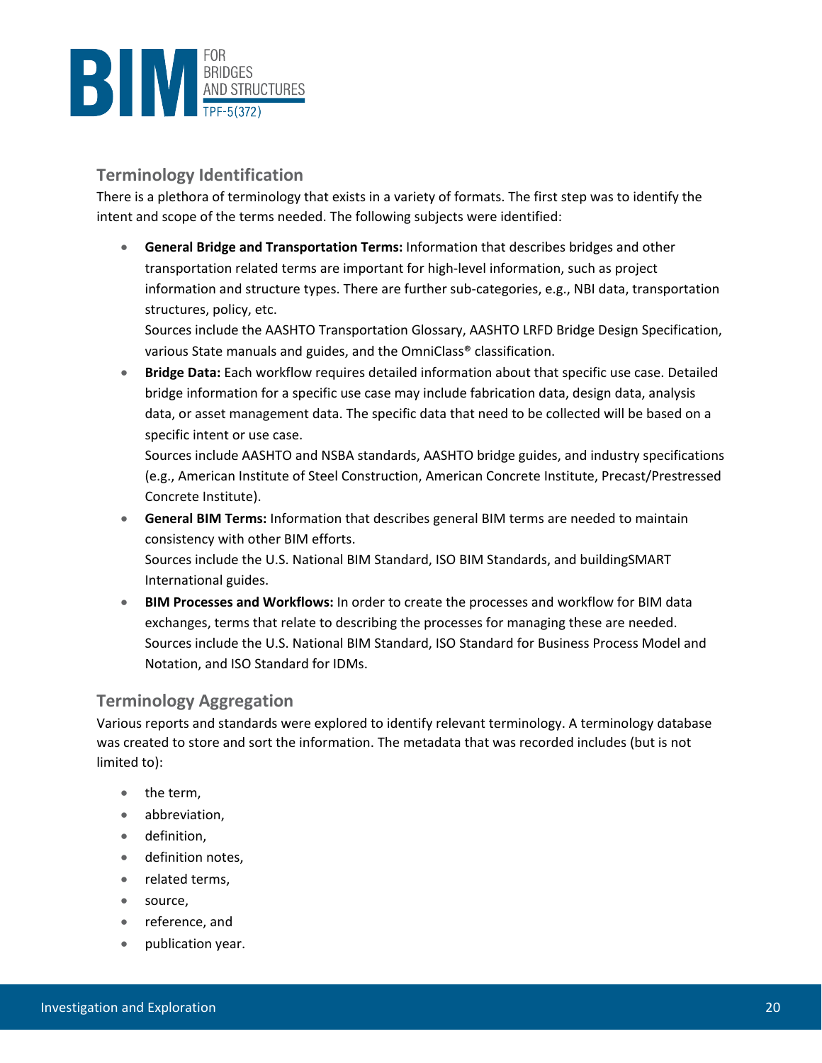## Terminology Identification

There is a plethora of terminology that exists in a variety of formats. The first step was to identify the intent and scope of the terms needed. The following subjects were identified:

- **General Bridge and Transportation Terms:** Information that describes bridges and other transportation related terms are important for high-level information, such as project information and structure types. There are further sub-categories, e.g., NBI data, transportation structures, policy, etc.
  Sources include the AASHTO Transportation Glossary, AASHTO LRFD Bridge Design Specification, various State manuals and guides, and the OmniClass® classification.
- **Bridge Data:** Each workflow requires detailed information about that specific use case. Detailed bridge information for a specific use case may include fabrication data, design data, analysis data, or asset management data. The specific data that need to be collected will be based on a specific intent or use case.
  Sources include AASHTO and NSBA standards, AASHTO bridge guides, and industry specifications (e.g., American Institute of Steel Construction, American Concrete Institute, Precast/Prestressed Concrete Institute).
- **General BIM Terms:** Information that describes general BIM terms are needed to maintain consistency with other BIM efforts.
  Sources include the U.S. National BIM Standard, ISO BIM Standards, and buildingSMART International guides.
- **BIM Processes and Workflows:** In order to create the processes and workflow for BIM data exchanges, terms that relate to describing the processes for managing these are needed. Sources include the U.S. National BIM Standard, ISO Standard for Business Process Model and Notation, and ISO Standard for IDMs.

## Terminology Aggregation

Various reports and standards were explored to identify relevant terminology. A terminology database was created to store and sort the information. The metadata that was recorded includes (but is not limited to):

- the term,
- abbreviation,
- definition,
- definition notes,
- related terms,
- source,
- reference, and
- publication year.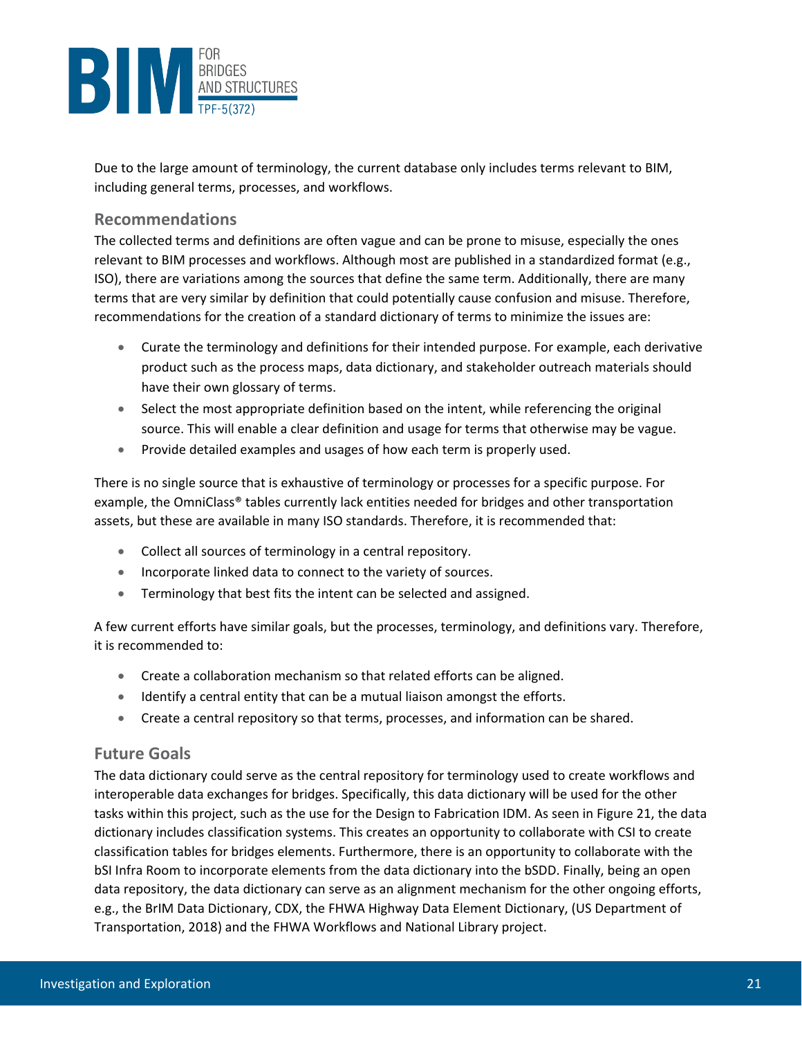Due to the large amount of terminology, the current database only includes terms relevant to BIM, including general terms, processes, and workflows.

### Recommendations

The collected terms and definitions are often vague and can be prone to misuse, especially the ones relevant to BIM processes and workflows. Although most are published in a standardized format (e.g., ISO), there are variations among the sources that define the same term. Additionally, there are many terms that are very similar by definition that could potentially cause confusion and misuse. Therefore, recommendations for the creation of a standard dictionary of terms to minimize the issues are:

- Curate the terminology and definitions for their intended purpose. For example, each derivative product such as the process maps, data dictionary, and stakeholder outreach materials should have their own glossary of terms.
- Select the most appropriate definition based on the intent, while referencing the original source. This will enable a clear definition and usage for terms that otherwise may be vague.
- Provide detailed examples and usages of how each term is properly used.

There is no single source that is exhaustive of terminology or processes for a specific purpose. For example, the OmniClass® tables currently lack entities needed for bridges and other transportation assets, but these are available in many ISO standards. Therefore, it is recommended that:

- Collect all sources of terminology in a central repository.
- Incorporate linked data to connect to the variety of sources.
- Terminology that best fits the intent can be selected and assigned.

A few current efforts have similar goals, but the processes, terminology, and definitions vary. Therefore, it is recommended to:

- Create a collaboration mechanism so that related efforts can be aligned.
- Identify a central entity that can be a mutual liaison amongst the efforts.
- Create a central repository so that terms, processes, and information can be shared.

### Future Goals

The data dictionary could serve as the central repository for terminology used to create workflows and interoperable data exchanges for bridges. Specifically, this data dictionary will be used for the other tasks within this project, such as the use for the Design to Fabrication IDM. As seen in Figure 21, the data dictionary includes classification systems. This creates an opportunity to collaborate with CSI to create classification tables for bridges elements. Furthermore, there is an opportunity to collaborate with the bSI Infra Room to incorporate elements from the data dictionary into the bSDD. Finally, being an open data repository, the data dictionary can serve as an alignment mechanism for the other ongoing efforts, e.g., the BrIM Data Dictionary, CDX, the FHWA Highway Data Element Dictionary, (US Department of Transportation, 2018) and the FHWA Workflows and National Library project.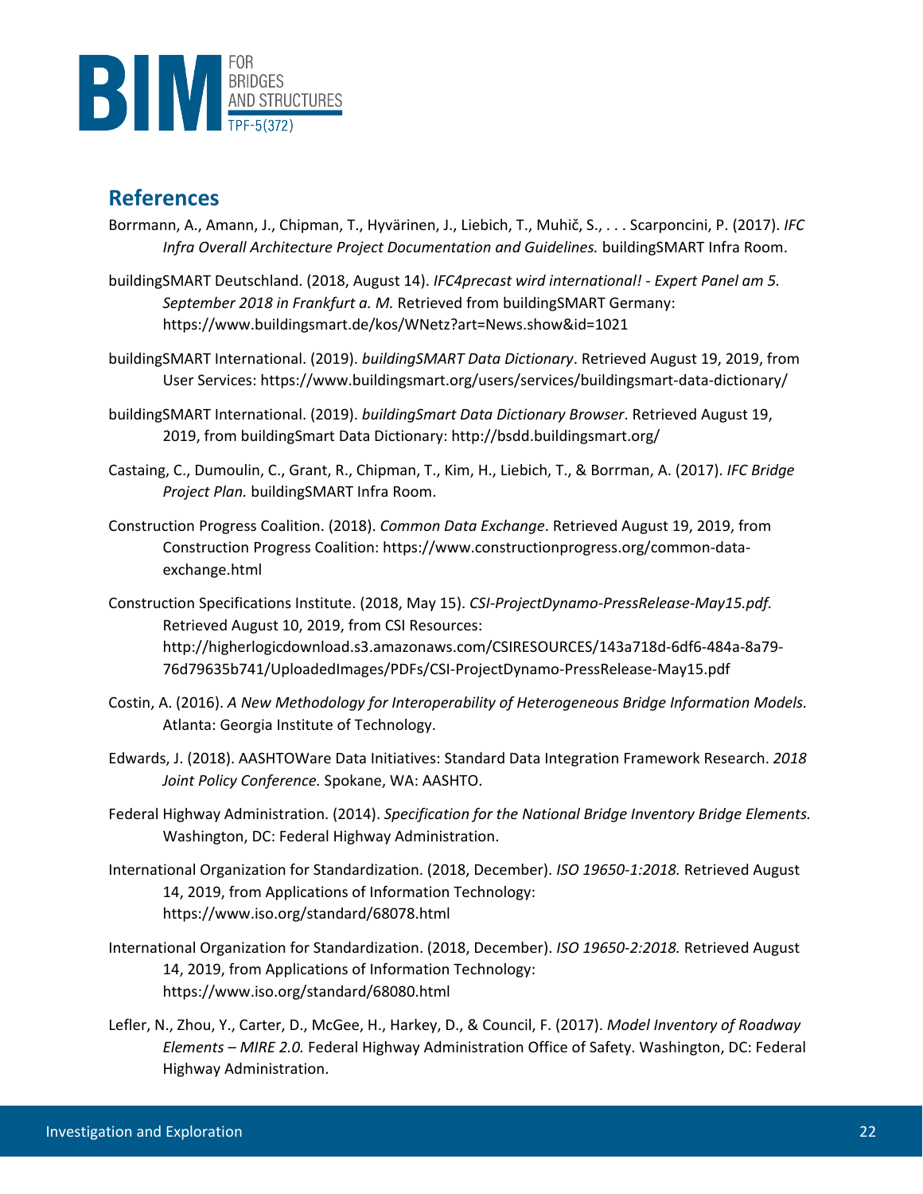## References

Borrmann, A., Amann, J., Chipman, T., Hyvärinen, J., Liebich, T., Muhič, S., . . . Scarponcini, P. (2017). *IFC Infra Overall Architecture Project Documentation and Guidelines.* buildingSMART Infra Room.

buildingSMART Deutschland. (2018, August 14). *IFC4precast wird international! - Expert Panel am 5. September 2018 in Frankfurt a. M.* Retrieved from buildingSMART Germany: https://www.buildingsmart.de/kos/WNetz?art=News.show&id=1021

buildingSMART International. (2019). *buildingSMART Data Dictionary*. Retrieved August 19, 2019, from User Services: https://www.buildingsmart.org/users/services/buildingsmart-data-dictionary/

buildingSMART International. (2019). *buildingSmart Data Dictionary Browser*. Retrieved August 19, 2019, from buildingSmart Data Dictionary: http://bsdd.buildingsmart.org/

Castaing, C., Dumoulin, C., Grant, R., Chipman, T., Kim, H., Liebich, T., & Borrman, A. (2017). *IFC Bridge Project Plan.* buildingSMART Infra Room.

Construction Progress Coalition. (2018). *Common Data Exchange*. Retrieved August 19, 2019, from Construction Progress Coalition: https://www.constructionprogress.org/common-data-exchange.html

Construction Specifications Institute. (2018, May 15). *CSI-ProjectDynamo-PressRelease-May15.pdf.* Retrieved August 10, 2019, from CSI Resources: http://higherlogicdownload.s3.amazonaws.com/CSIRESOURCES/143a718d-6df6-484a-8a79-76d79635b741/UploadedImages/PDFs/CSI-ProjectDynamo-PressRelease-May15.pdf

Costin, A. (2016). *A New Methodology for Interoperability of Heterogeneous Bridge Information Models.* Atlanta: Georgia Institute of Technology.

Edwards, J. (2018). AASHTOWare Data Initiatives: Standard Data Integration Framework Research. *2018 Joint Policy Conference.* Spokane, WA: AASHTO.

Federal Highway Administration. (2014). *Specification for the National Bridge Inventory Bridge Elements.* Washington, DC: Federal Highway Administration.

International Organization for Standardization. (2018, December). *ISO 19650-1:2018.* Retrieved August 14, 2019, from Applications of Information Technology: https://www.iso.org/standard/68078.html

International Organization for Standardization. (2018, December). *ISO 19650-2:2018.* Retrieved August 14, 2019, from Applications of Information Technology: https://www.iso.org/standard/68080.html

Lefler, N., Zhou, Y., Carter, D., McGee, H., Harkey, D., & Council, F. (2017). *Model Inventory of Roadway Elements – MIRE 2.0.* Federal Highway Administration Office of Safety. Washington, DC: Federal Highway Administration.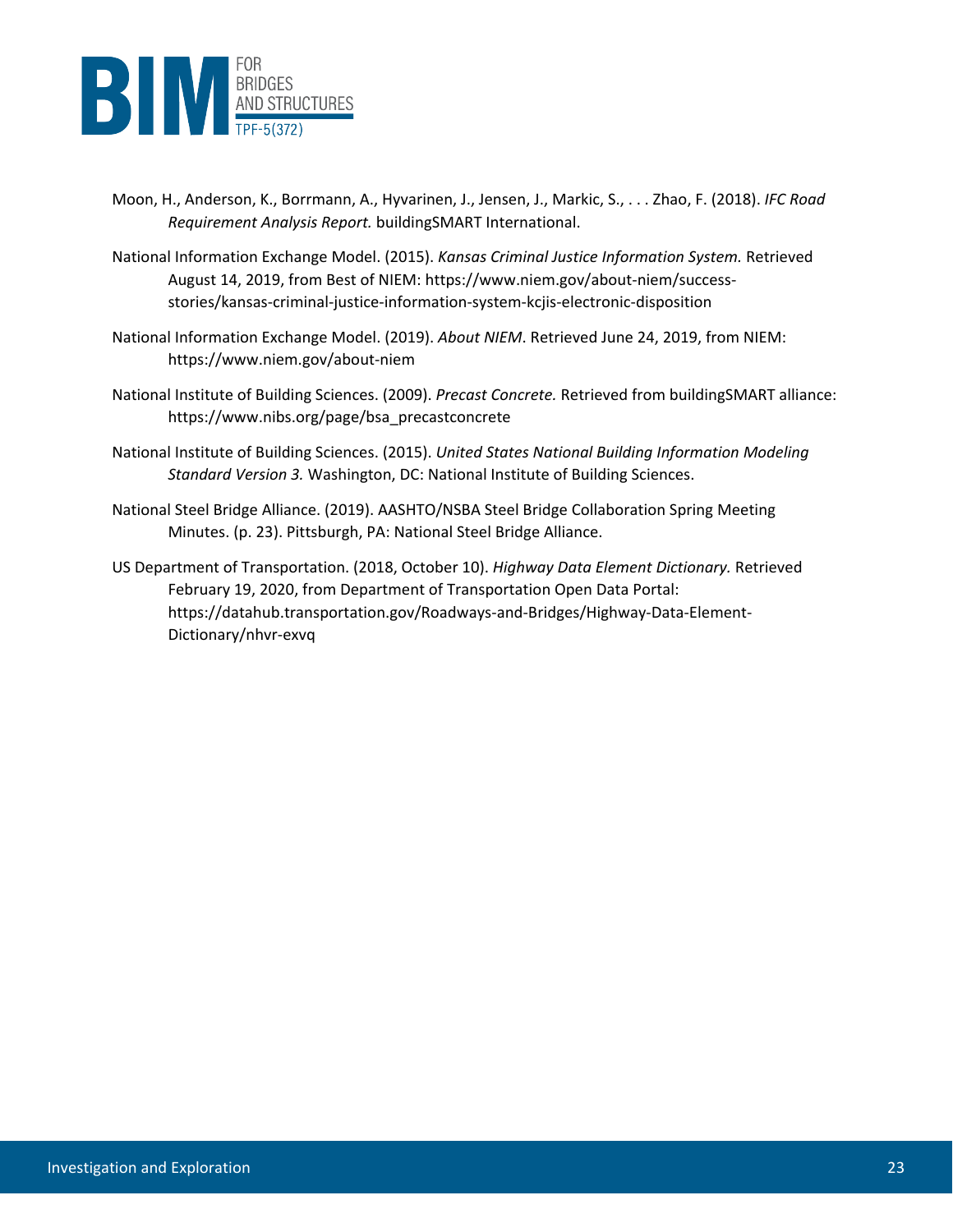Moon, H., Anderson, K., Borrmann, A., Hyvarinen, J., Jensen, J., Markic, S., . . . Zhao, F. (2018). *IFC Road Requirement Analysis Report.* buildingSMART International.

National Information Exchange Model. (2015). *Kansas Criminal Justice Information System.* Retrieved August 14, 2019, from Best of NIEM: https://www.niem.gov/about-niem/success-stories/kansas-criminal-justice-information-system-kcjis-electronic-disposition

National Information Exchange Model. (2019). *About NIEM*. Retrieved June 24, 2019, from NIEM: https://www.niem.gov/about-niem

National Institute of Building Sciences. (2009). *Precast Concrete.* Retrieved from buildingSMART alliance: https://www.nibs.org/page/bsa_precastconcrete

National Institute of Building Sciences. (2015). *United States National Building Information Modeling Standard Version 3.* Washington, DC: National Institute of Building Sciences.

National Steel Bridge Alliance. (2019). AASHTO/NSBA Steel Bridge Collaboration Spring Meeting Minutes. (p. 23). Pittsburgh, PA: National Steel Bridge Alliance.

US Department of Transportation. (2018, October 10). *Highway Data Element Dictionary.* Retrieved February 19, 2020, from Department of Transportation Open Data Portal: https://datahub.transportation.gov/Roadways-and-Bridges/Highway-Data-Element-Dictionary/nhvr-exvq